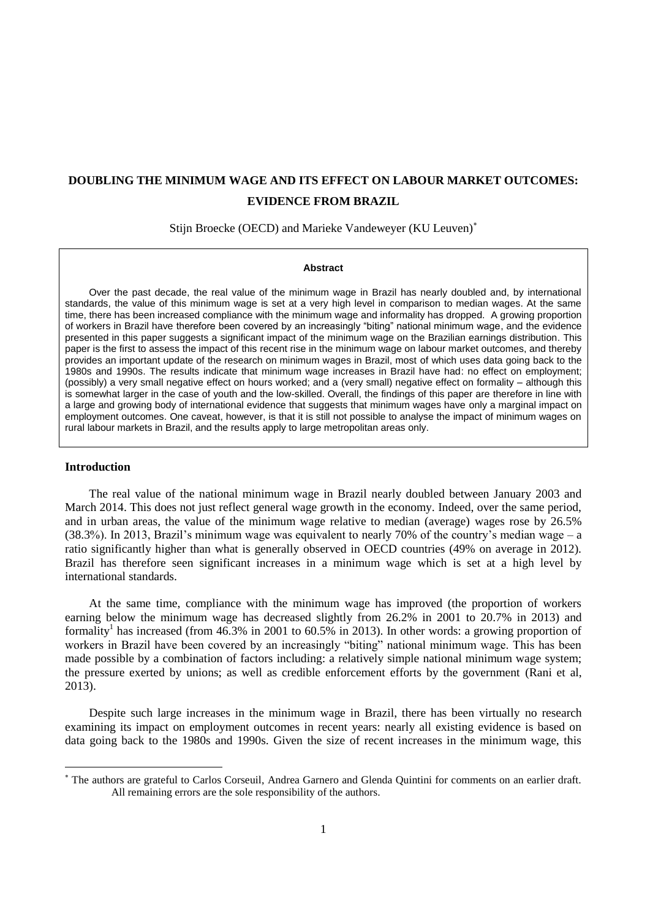# DOUBLING THE MINIMUM WAGE AND ITS EFFECT ON LABOUR MARKET OUTCOMES: EVIDENCE FROM BRAZIL

Stijn Broecke (OECD) and Marieke Vandeweyer (KU Leuven)[*]

**Abstract**

Over the past decade, the real value of the minimum wage in Brazil has nearly doubled and, by international standards, the value of this minimum wage is set at a very high level in comparison to median wages. At the same time, there has been increased compliance with the minimum wage and informality has dropped. A growing proportion of workers in Brazil have therefore been covered by an increasingly "biting" national minimum wage, and the evidence presented in this paper suggests a significant impact of the minimum wage on the Brazilian earnings distribution. This paper is the first to assess the impact of this recent rise in the minimum wage on labour market outcomes, and thereby provides an important update of the research on minimum wages in Brazil, most of which uses data going back to the 1980s and 1990s. The results indicate that minimum wage increases in Brazil have had: no effect on employment; (possibly) a very small negative effect on hours worked; and a (very small) negative effect on formality – although this is somewhat larger in the case of youth and the low-skilled. Overall, the findings of this paper are therefore in line with a large and growing body of international evidence that suggests that minimum wages have only a marginal impact on employment outcomes. One caveat, however, is that it is still not possible to analyse the impact of minimum wages on rural labour markets in Brazil, and the results apply to large metropolitan areas only.

## Introduction

The real value of the national minimum wage in Brazil nearly doubled between January 2003 and March 2014. This does not just reflect general wage growth in the economy. Indeed, over the same period, and in urban areas, the value of the minimum wage relative to median (average) wages rose by 26.5% (38.3%). In 2013, Brazil's minimum wage was equivalent to nearly 70% of the country's median wage – a ratio significantly higher than what is generally observed in OECD countries (49% on average in 2012). Brazil has therefore seen significant increases in a minimum wage which is set at a high level by international standards.

At the same time, compliance with the minimum wage has improved (the proportion of workers earning below the minimum wage has decreased slightly from 26.2% in 2001 to 20.7% in 2013) and formality[1] has increased (from 46.3% in 2001 to 60.5% in 2013). In other words: a growing proportion of workers in Brazil have been covered by an increasingly "biting" national minimum wage. This has been made possible by a combination of factors including: a relatively simple national minimum wage system; the pressure exerted by unions; as well as credible enforcement efforts by the government (Rani et al, 2013).

Despite such large increases in the minimum wage in Brazil, there has been virtually no research examining its impact on employment outcomes in recent years: nearly all existing evidence is based on data going back to the 1980s and 1990s. Given the size of recent increases in the minimum wage, this

[*] The authors are grateful to Carlos Corseuil, Andrea Garnero and Glenda Quintini for comments on an earlier draft. All remaining errors are the sole responsibility of the authors.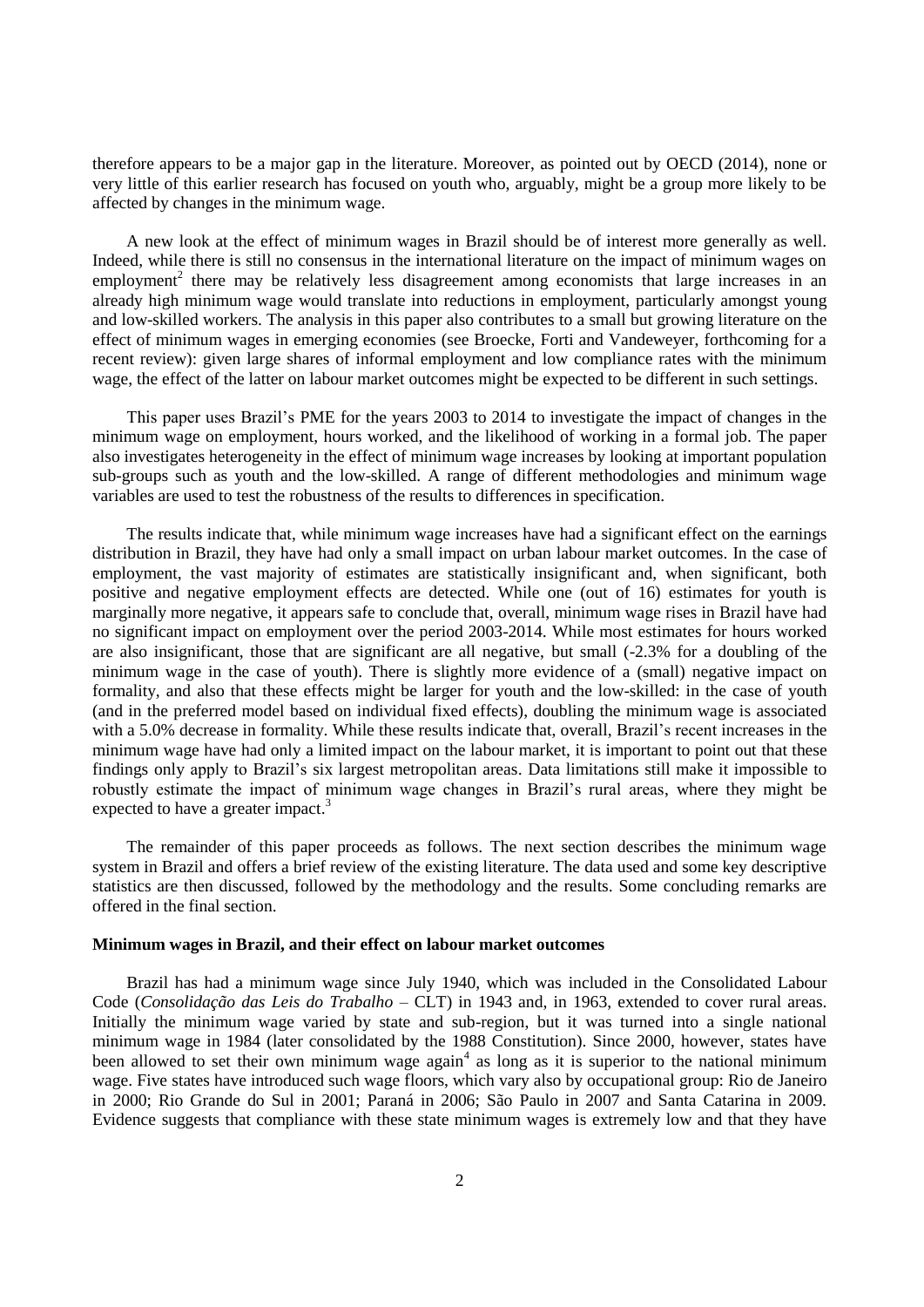therefore appears to be a major gap in the literature. Moreover, as pointed out by OECD (2014), none or very little of this earlier research has focused on youth who, arguably, might be a group more likely to be affected by changes in the minimum wage.

A new look at the effect of minimum wages in Brazil should be of interest more generally as well. Indeed, while there is still no consensus in the international literature on the impact of minimum wages on employment[2] there may be relatively less disagreement among economists that large increases in an already high minimum wage would translate into reductions in employment, particularly amongst young and low-skilled workers. The analysis in this paper also contributes to a small but growing literature on the effect of minimum wages in emerging economies (see Broecke, Forti and Vandeweyer, forthcoming for a recent review): given large shares of informal employment and low compliance rates with the minimum wage, the effect of the latter on labour market outcomes might be expected to be different in such settings.

This paper uses Brazil's PME for the years 2003 to 2014 to investigate the impact of changes in the minimum wage on employment, hours worked, and the likelihood of working in a formal job. The paper also investigates heterogeneity in the effect of minimum wage increases by looking at important population sub-groups such as youth and the low-skilled. A range of different methodologies and minimum wage variables are used to test the robustness of the results to differences in specification.

The results indicate that, while minimum wage increases have had a significant effect on the earnings distribution in Brazil, they have had only a small impact on urban labour market outcomes. In the case of employment, the vast majority of estimates are statistically insignificant and, when significant, both positive and negative employment effects are detected. While one (out of 16) estimates for youth is marginally more negative, it appears safe to conclude that, overall, minimum wage rises in Brazil have had no significant impact on employment over the period 2003-2014. While most estimates for hours worked are also insignificant, those that are significant are all negative, but small (-2.3% for a doubling of the minimum wage in the case of youth). There is slightly more evidence of a (small) negative impact on formality, and also that these effects might be larger for youth and the low-skilled: in the case of youth (and in the preferred model based on individual fixed effects), doubling the minimum wage is associated with a 5.0% decrease in formality. While these results indicate that, overall, Brazil's recent increases in the minimum wage have had only a limited impact on the labour market, it is important to point out that these findings only apply to Brazil's six largest metropolitan areas. Data limitations still make it impossible to robustly estimate the impact of minimum wage changes in Brazil's rural areas, where they might be expected to have a greater impact.[3]

The remainder of this paper proceeds as follows. The next section describes the minimum wage system in Brazil and offers a brief review of the existing literature. The data used and some key descriptive statistics are then discussed, followed by the methodology and the results. Some concluding remarks are offered in the final section.

## Minimum wages in Brazil, and their effect on labour market outcomes

Brazil has had a minimum wage since July 1940, which was included in the Consolidated Labour Code (*Consolidação das Leis do Trabalho* – CLT) in 1943 and, in 1963, extended to cover rural areas. Initially the minimum wage varied by state and sub-region, but it was turned into a single national minimum wage in 1984 (later consolidated by the 1988 Constitution). Since 2000, however, states have been allowed to set their own minimum wage again[4] as long as it is superior to the national minimum wage. Five states have introduced such wage floors, which vary also by occupational group: Rio de Janeiro in 2000; Rio Grande do Sul in 2001; Paraná in 2006; São Paulo in 2007 and Santa Catarina in 2009. Evidence suggests that compliance with these state minimum wages is extremely low and that they have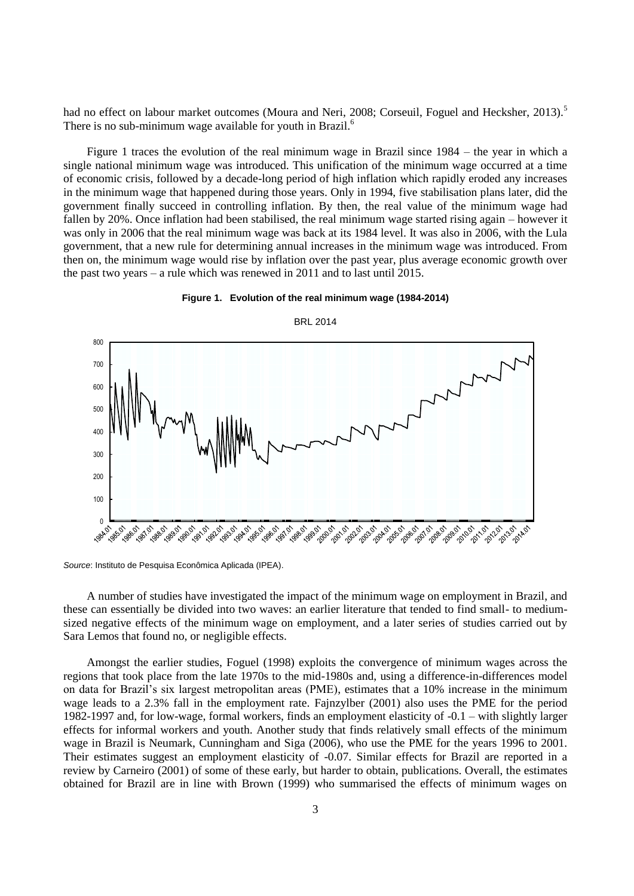had no effect on labour market outcomes (Moura and Neri, 2008; Corseuil, Foguel and Hecksher, 2013).[5] There is no sub-minimum wage available for youth in Brazil.[6]

Figure 1 traces the evolution of the real minimum wage in Brazil since 1984 – the year in which a single national minimum wage was introduced. This unification of the minimum wage occurred at a time of economic crisis, followed by a decade-long period of high inflation which rapidly eroded any increases in the minimum wage that happened during those years. Only in 1994, five stabilisation plans later, did the government finally succeed in controlling inflation. By then, the real value of the minimum wage had fallen by 20%. Once inflation had been stabilised, the real minimum wage started rising again – however it was only in 2006 that the real minimum wage was back at its 1984 level. It was also in 2006, with the Lula government, that a new rule for determining annual increases in the minimum wage was introduced. From then on, the minimum wage would rise by inflation over the past year, plus average economic growth over the past two years – a rule which was renewed in 2011 and to last until 2015.

**Figure 1. Evolution of the real minimum wage (1984-2014)**

BRL 2014

800
700
600
500
400
300
200
100
0

1984.01 1985.01 1986.01 1987.01 1988.01 1989.01 1990.01 1991.01 1992.01 1993.01 1994.01 1995.01 1996.01 1997.01 1998.01 1999.01 2000.01 2001.01 2002.01 2003.01 2004.01 2005.01 2006.01 2007.01 2008.01 2009.01 2010.01 2011.01 2012.01 2013.01 2014.01

*Source*: Instituto de Pesquisa Econômica Aplicada (IPEA).

A number of studies have investigated the impact of the minimum wage on employment in Brazil, and these can essentially be divided into two waves: an earlier literature that tended to find small- to medium-sized negative effects of the minimum wage on employment, and a later series of studies carried out by Sara Lemos that found no, or negligible effects.

Amongst the earlier studies, Foguel (1998) exploits the convergence of minimum wages across the regions that took place from the late 1970s to the mid-1980s and, using a difference-in-differences model on data for Brazil's six largest metropolitan areas (PME), estimates that a 10% increase in the minimum wage leads to a 2.3% fall in the employment rate. Fajnzylber (2001) also uses the PME for the period 1982-1997 and, for low-wage, formal workers, finds an employment elasticity of -0.1 – with slightly larger effects for informal workers and youth. Another study that finds relatively small effects of the minimum wage in Brazil is Neumark, Cunningham and Siga (2006), who use the PME for the years 1996 to 2001. Their estimates suggest an employment elasticity of -0.07. Similar effects for Brazil are reported in a review by Carneiro (2001) of some of these early, but harder to obtain, publications. Overall, the estimates obtained for Brazil are in line with Brown (1999) who summarised the effects of minimum wages on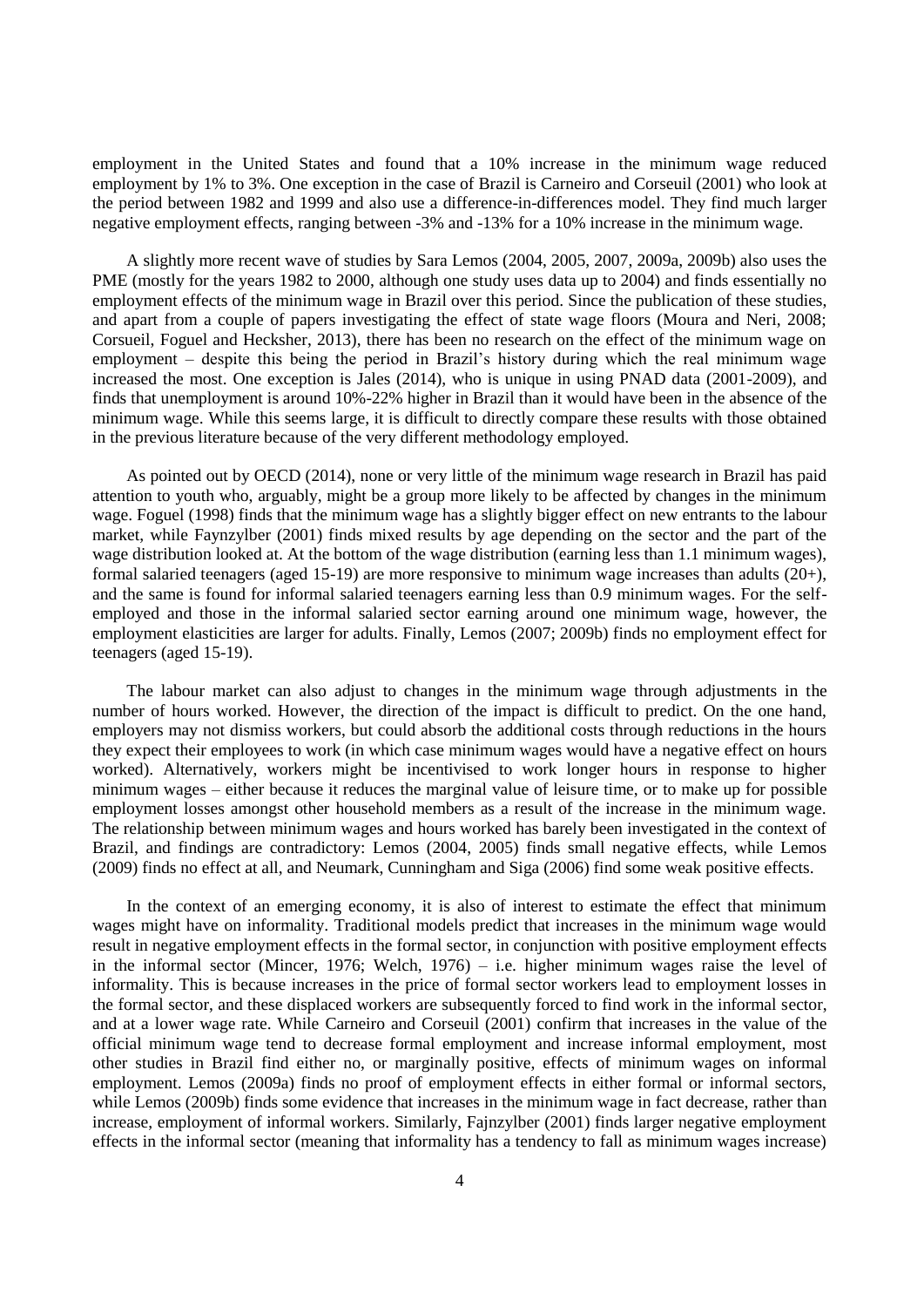employment in the United States and found that a 10% increase in the minimum wage reduced employment by 1% to 3%. One exception in the case of Brazil is Carneiro and Corseuil (2001) who look at the period between 1982 and 1999 and also use a difference-in-differences model. They find much larger negative employment effects, ranging between -3% and -13% for a 10% increase in the minimum wage.

A slightly more recent wave of studies by Sara Lemos (2004, 2005, 2007, 2009a, 2009b) also uses the PME (mostly for the years 1982 to 2000, although one study uses data up to 2004) and finds essentially no employment effects of the minimum wage in Brazil over this period. Since the publication of these studies, and apart from a couple of papers investigating the effect of state wage floors (Moura and Neri, 2008; Corsueil, Foguel and Hecksher, 2013), there has been no research on the effect of the minimum wage on employment – despite this being the period in Brazil's history during which the real minimum wage increased the most. One exception is Jales (2014), who is unique in using PNAD data (2001-2009), and finds that unemployment is around 10%-22% higher in Brazil than it would have been in the absence of the minimum wage. While this seems large, it is difficult to directly compare these results with those obtained in the previous literature because of the very different methodology employed.

As pointed out by OECD (2014), none or very little of the minimum wage research in Brazil has paid attention to youth who, arguably, might be a group more likely to be affected by changes in the minimum wage. Foguel (1998) finds that the minimum wage has a slightly bigger effect on new entrants to the labour market, while Faynzylber (2001) finds mixed results by age depending on the sector and the part of the wage distribution looked at. At the bottom of the wage distribution (earning less than 1.1 minimum wages), formal salaried teenagers (aged 15-19) are more responsive to minimum wage increases than adults (20+), and the same is found for informal salaried teenagers earning less than 0.9 minimum wages. For the self-employed and those in the informal salaried sector earning around one minimum wage, however, the employment elasticities are larger for adults. Finally, Lemos (2007; 2009b) finds no employment effect for teenagers (aged 15-19).

The labour market can also adjust to changes in the minimum wage through adjustments in the number of hours worked. However, the direction of the impact is difficult to predict. On the one hand, employers may not dismiss workers, but could absorb the additional costs through reductions in the hours they expect their employees to work (in which case minimum wages would have a negative effect on hours worked). Alternatively, workers might be incentivised to work longer hours in response to higher minimum wages – either because it reduces the marginal value of leisure time, or to make up for possible employment losses amongst other household members as a result of the increase in the minimum wage. The relationship between minimum wages and hours worked has barely been investigated in the context of Brazil, and findings are contradictory: Lemos (2004, 2005) finds small negative effects, while Lemos (2009) finds no effect at all, and Neumark, Cunningham and Siga (2006) find some weak positive effects.

In the context of an emerging economy, it is also of interest to estimate the effect that minimum wages might have on informality. Traditional models predict that increases in the minimum wage would result in negative employment effects in the formal sector, in conjunction with positive employment effects in the informal sector (Mincer, 1976; Welch, 1976) – i.e. higher minimum wages raise the level of informality. This is because increases in the price of formal sector workers lead to employment losses in the formal sector, and these displaced workers are subsequently forced to find work in the informal sector, and at a lower wage rate. While Carneiro and Corseuil (2001) confirm that increases in the value of the official minimum wage tend to decrease formal employment and increase informal employment, most other studies in Brazil find either no, or marginally positive, effects of minimum wages on informal employment. Lemos (2009a) finds no proof of employment effects in either formal or informal sectors, while Lemos (2009b) finds some evidence that increases in the minimum wage in fact decrease, rather than increase, employment of informal workers. Similarly, Fajnzylber (2001) finds larger negative employment effects in the informal sector (meaning that informality has a tendency to fall as minimum wages increase)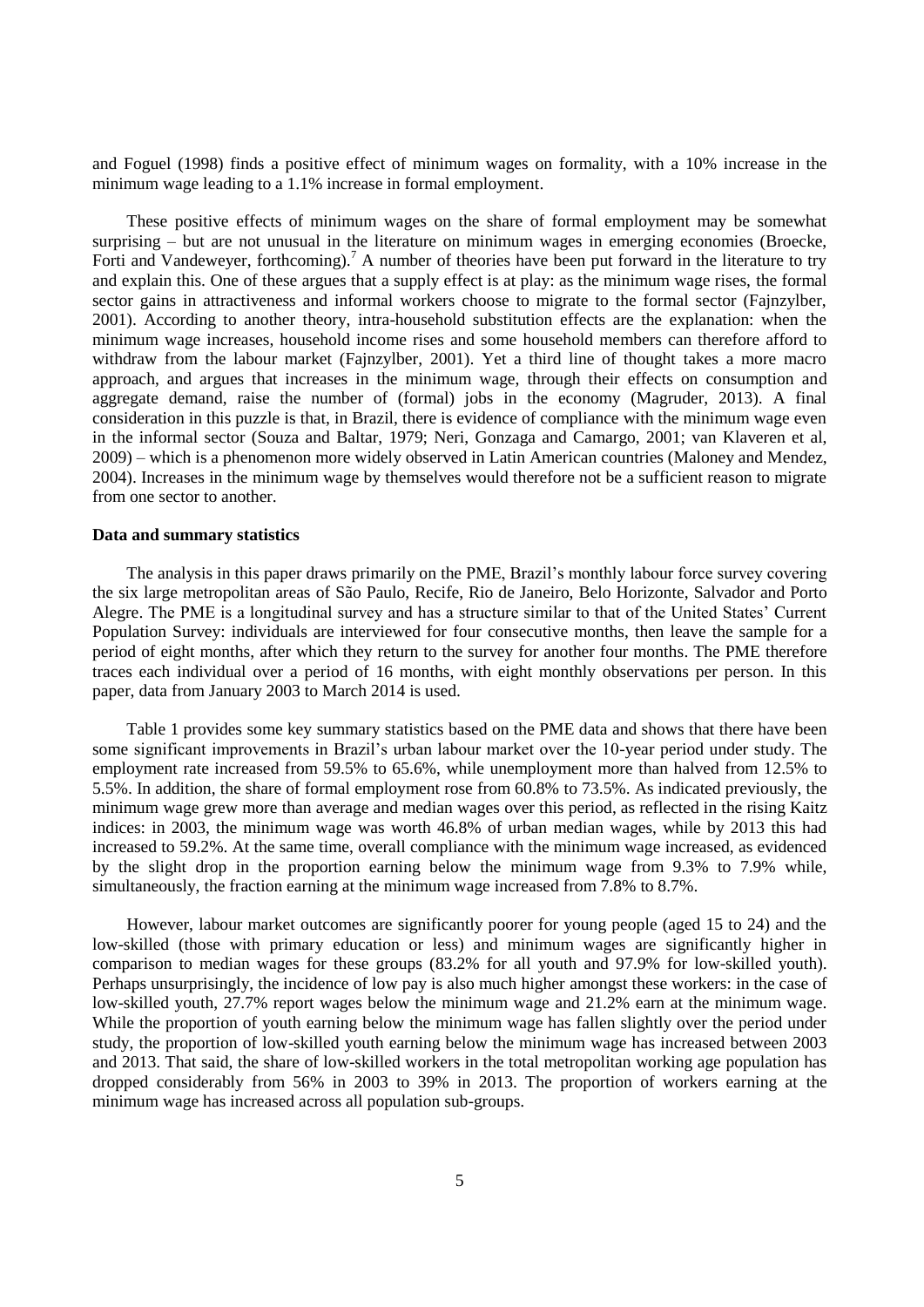and Foguel (1998) finds a positive effect of minimum wages on formality, with a 10% increase in the minimum wage leading to a 1.1% increase in formal employment.

These positive effects of minimum wages on the share of formal employment may be somewhat surprising – but are not unusual in the literature on minimum wages in emerging economies (Broecke, Forti and Vandeweyer, forthcoming).[7] A number of theories have been put forward in the literature to try and explain this. One of these argues that a supply effect is at play: as the minimum wage rises, the formal sector gains in attractiveness and informal workers choose to migrate to the formal sector (Fajnzylber, 2001). According to another theory, intra-household substitution effects are the explanation: when the minimum wage increases, household income rises and some household members can therefore afford to withdraw from the labour market (Fajnzylber, 2001). Yet a third line of thought takes a more macro approach, and argues that increases in the minimum wage, through their effects on consumption and aggregate demand, raise the number of (formal) jobs in the economy (Magruder, 2013). A final consideration in this puzzle is that, in Brazil, there is evidence of compliance with the minimum wage even in the informal sector (Souza and Baltar, 1979; Neri, Gonzaga and Camargo, 2001; van Klaveren et al, 2009) – which is a phenomenon more widely observed in Latin American countries (Maloney and Mendez, 2004). Increases in the minimum wage by themselves would therefore not be a sufficient reason to migrate from one sector to another.

**Data and summary statistics**

The analysis in this paper draws primarily on the PME, Brazil's monthly labour force survey covering the six large metropolitan areas of São Paulo, Recife, Rio de Janeiro, Belo Horizonte, Salvador and Porto Alegre. The PME is a longitudinal survey and has a structure similar to that of the United States' Current Population Survey: individuals are interviewed for four consecutive months, then leave the sample for a period of eight months, after which they return to the survey for another four months. The PME therefore traces each individual over a period of 16 months, with eight monthly observations per person. In this paper, data from January 2003 to March 2014 is used.

Table 1 provides some key summary statistics based on the PME data and shows that there have been some significant improvements in Brazil's urban labour market over the 10-year period under study. The employment rate increased from 59.5% to 65.6%, while unemployment more than halved from 12.5% to 5.5%. In addition, the share of formal employment rose from 60.8% to 73.5%. As indicated previously, the minimum wage grew more than average and median wages over this period, as reflected in the rising Kaitz indices: in 2003, the minimum wage was worth 46.8% of urban median wages, while by 2013 this had increased to 59.2%. At the same time, overall compliance with the minimum wage increased, as evidenced by the slight drop in the proportion earning below the minimum wage from 9.3% to 7.9% while, simultaneously, the fraction earning at the minimum wage increased from 7.8% to 8.7%.

However, labour market outcomes are significantly poorer for young people (aged 15 to 24) and the low-skilled (those with primary education or less) and minimum wages are significantly higher in comparison to median wages for these groups (83.2% for all youth and 97.9% for low-skilled youth). Perhaps unsurprisingly, the incidence of low pay is also much higher amongst these workers: in the case of low-skilled youth, 27.7% report wages below the minimum wage and 21.2% earn at the minimum wage. While the proportion of youth earning below the minimum wage has fallen slightly over the period under study, the proportion of low-skilled youth earning below the minimum wage has increased between 2003 and 2013. That said, the share of low-skilled workers in the total metropolitan working age population has dropped considerably from 56% in 2003 to 39% in 2013. The proportion of workers earning at the minimum wage has increased across all population sub-groups.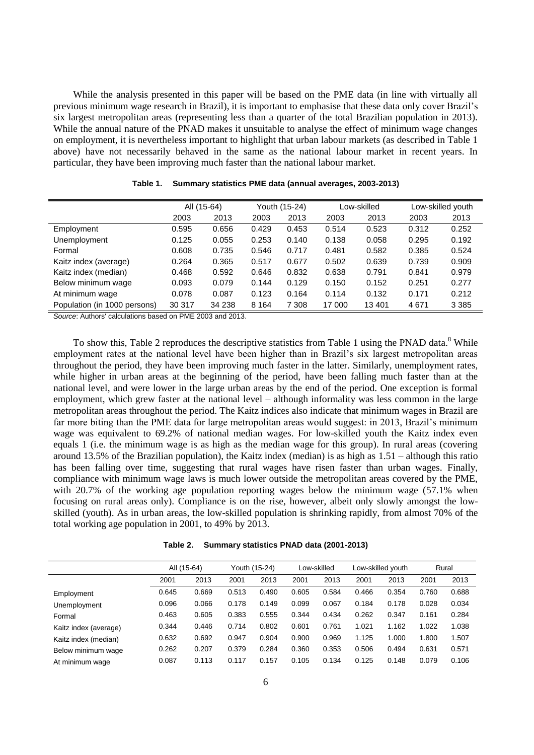While the analysis presented in this paper will be based on the PME data (in line with virtually all previous minimum wage research in Brazil), it is important to emphasise that these data only cover Brazil's six largest metropolitan areas (representing less than a quarter of the total Brazilian population in 2013). While the annual nature of the PNAD makes it unsuitable to analyse the effect of minimum wage changes on employment, it is nevertheless important to highlight that urban labour markets (as described in Table 1 above) have not necessarily behaved in the same as the national labour market in recent years. In particular, they have been improving much faster than the national labour market.

**Table 1. Summary statistics PME data (annual averages, 2003-2013)**

| | All (15-64) | | Youth (15-24) | | Low-skilled | | Low-skilled youth | |
|---|---|---|---|---|---|---|---|---|
| | 2003 | 2013 | 2003 | 2013 | 2003 | 2013 | 2003 | 2013 |
| Employment | 0.595 | 0.656 | 0.429 | 0.453 | 0.514 | 0.523 | 0.312 | 0.252 |
| Unemployment | 0.125 | 0.055 | 0.253 | 0.140 | 0.138 | 0.058 | 0.295 | 0.192 |
| Formal | 0.608 | 0.735 | 0.546 | 0.717 | 0.481 | 0.582 | 0.385 | 0.524 |
| Kaitz index (average) | 0.264 | 0.365 | 0.517 | 0.677 | 0.502 | 0.639 | 0.739 | 0.909 |
| Kaitz index (median) | 0.468 | 0.592 | 0.646 | 0.832 | 0.638 | 0.791 | 0.841 | 0.979 |
| Below minimum wage | 0.093 | 0.079 | 0.144 | 0.129 | 0.150 | 0.152 | 0.251 | 0.277 |
| At minimum wage | 0.078 | 0.087 | 0.123 | 0.164 | 0.114 | 0.132 | 0.171 | 0.212 |
| Population (in 1000 persons) | 30 317 | 34 238 | 8 164 | 7 308 | 17 000 | 13 401 | 4 671 | 3 385 |

*Source*: Authors' calculations based on PME 2003 and 2013.

To show this, Table 2 reproduces the descriptive statistics from Table 1 using the PNAD data.[8] While employment rates at the national level have been higher than in Brazil's six largest metropolitan areas throughout the period, they have been improving much faster in the latter. Similarly, unemployment rates, while higher in urban areas at the beginning of the period, have been falling much faster than at the national level, and were lower in the large urban areas by the end of the period. One exception is formal employment, which grew faster at the national level – although informality was less common in the large metropolitan areas throughout the period. The Kaitz indices also indicate that minimum wages in Brazil are far more biting than the PME data for large metropolitan areas would suggest: in 2013, Brazil's minimum wage was equivalent to 69.2% of national median wages. For low-skilled youth the Kaitz index even equals 1 (i.e. the minimum wage is as high as the median wage for this group). In rural areas (covering around 13.5% of the Brazilian population), the Kaitz index (median) is as high as 1.51 – although this ratio has been falling over time, suggesting that rural wages have risen faster than urban wages. Finally, compliance with minimum wage laws is much lower outside the metropolitan areas covered by the PME, with 20.7% of the working age population reporting wages below the minimum wage (57.1% when focusing on rural areas only). Compliance is on the rise, however, albeit only slowly amongst the low-skilled (youth). As in urban areas, the low-skilled population is shrinking rapidly, from almost 70% of the total working age population in 2001, to 49% by 2013.

**Table 2. Summary statistics PNAD data (2001-2013)**

| | All (15-64) | | Youth (15-24) | | Low-skilled | | Low-skilled youth | | Rural | |
|---|---|---|---|---|---|---|---|---|---|---|
| | 2001 | 2013 | 2001 | 2013 | 2001 | 2013 | 2001 | 2013 | 2001 | 2013 |
| Employment | 0.645 | 0.669 | 0.513 | 0.490 | 0.605 | 0.584 | 0.466 | 0.354 | 0.760 | 0.688 |
| Unemployment | 0.096 | 0.066 | 0.178 | 0.149 | 0.099 | 0.067 | 0.184 | 0.178 | 0.028 | 0.034 |
| Formal | 0.463 | 0.605 | 0.383 | 0.555 | 0.344 | 0.434 | 0.262 | 0.347 | 0.161 | 0.284 |
| Kaitz index (average) | 0.344 | 0.446 | 0.714 | 0.802 | 0.601 | 0.761 | 1.021 | 1.162 | 1.022 | 1.038 |
| Kaitz index (median) | 0.632 | 0.692 | 0.947 | 0.904 | 0.900 | 0.969 | 1.125 | 1.000 | 1.800 | 1.507 |
| Below minimum wage | 0.262 | 0.207 | 0.379 | 0.284 | 0.360 | 0.353 | 0.506 | 0.494 | 0.631 | 0.571 |
| At minimum wage | 0.087 | 0.113 | 0.117 | 0.157 | 0.105 | 0.134 | 0.125 | 0.148 | 0.079 | 0.106 |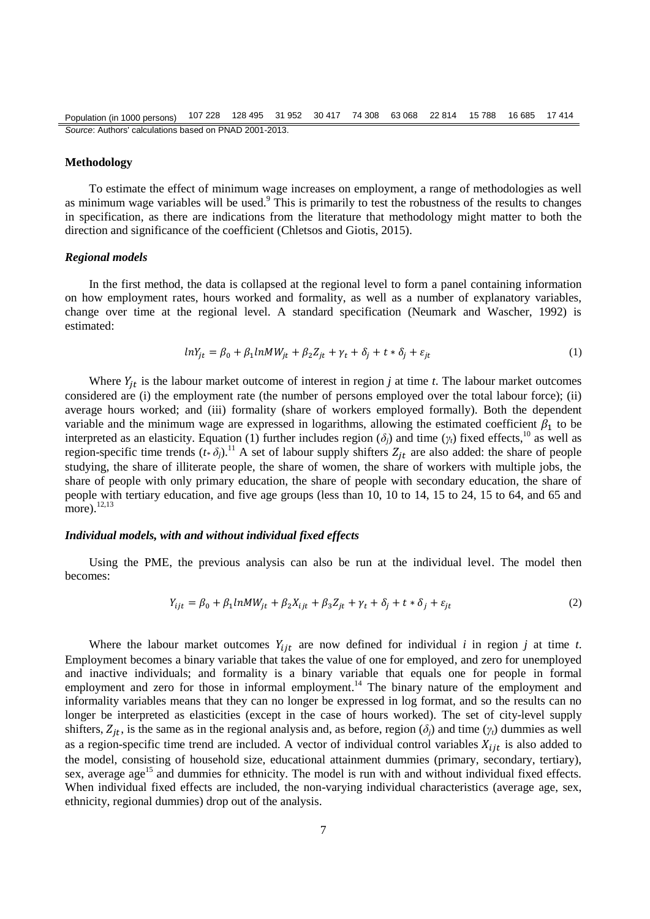| | | | | | | | | | | |
|---|---|---|---|---|---|---|---|---|---|---|
| Population (in 1000 persons) | 107 228 | 128 495 | 31 952 | 30 417 | 74 308 | 63 068 | 22 814 | 15 788 | 16 685 | 17 414 |

*Source*: Authors' calculations based on PNAD 2001-2013.

### Methodology

To estimate the effect of minimum wage increases on employment, a range of methodologies as well as minimum wage variables will be used.[9] This is primarily to test the robustness of the results to changes in specification, as there are indications from the literature that methodology might matter to both the direction and significance of the coefficient (Chletsos and Giotis, 2015).

#### *Regional models*

In the first method, the data is collapsed at the regional level to form a panel containing information on how employment rates, hours worked and formality, as well as a number of explanatory variables, change over time at the regional level. A standard specification (Neumark and Wascher, 1992) is estimated:

$$lnY_{jt} = \beta_0 + \beta_1 lnMW_{jt} + \beta_2 Z_{jt} + \gamma_t + \delta_j + t * \delta_j + \varepsilon_{jt} \tag{1}$$

Where $Y_{jt}$ is the labour market outcome of interest in region *j* at time *t*. The labour market outcomes considered are (i) the employment rate (the number of persons employed over the total labour force); (ii) average hours worked; and (iii) formality (share of workers employed formally). Both the dependent variable and the minimum wage are expressed in logarithms, allowing the estimated coefficient $\beta_1$ to be interpreted as an elasticity. Equation (1) further includes region ($\delta_j$) and time ($\gamma_t$) fixed effects,[10] as well as region-specific time trends ($t * \delta_j$).[11] A set of labour supply shifters $Z_{jt}$ are also added: the share of people studying, the share of illiterate people, the share of women, the share of workers with multiple jobs, the share of people with only primary education, the share of people with secondary education, the share of people with tertiary education, and five age groups (less than 10, 10 to 14, 15 to 24, 15 to 64, and 65 and more).[12,13]

#### *Individual models, with and without individual fixed effects*

Using the PME, the previous analysis can also be run at the individual level. The model then becomes:

$$Y_{ijt} = \beta_0 + \beta_1 lnMW_{jt} + \beta_2 X_{ijt} + \beta_3 Z_{jt} + \gamma_t + \delta_j + t * \delta_j + \varepsilon_{jt} \tag{2}$$

Where the labour market outcomes $Y_{ijt}$ are now defined for individual *i* in region *j* at time *t*. Employment becomes a binary variable that takes the value of one for employed, and zero for unemployed and inactive individuals; and formality is a binary variable that equals one for people in formal employment and zero for those in informal employment.[14] The binary nature of the employment and informality variables means that they can no longer be expressed in log format, and so the results can no longer be interpreted as elasticities (except in the case of hours worked). The set of city-level supply shifters, $Z_{jt}$, is the same as in the regional analysis and, as before, region ($\delta_j$) and time ($\gamma_t$) dummies as well as a region-specific time trend are included. A vector of individual control variables $X_{ijt}$ is also added to the model, consisting of household size, educational attainment dummies (primary, secondary, tertiary), sex, average age[15] and dummies for ethnicity. The model is run with and without individual fixed effects. When individual fixed effects are included, the non-varying individual characteristics (average age, sex, ethnicity, regional dummies) drop out of the analysis.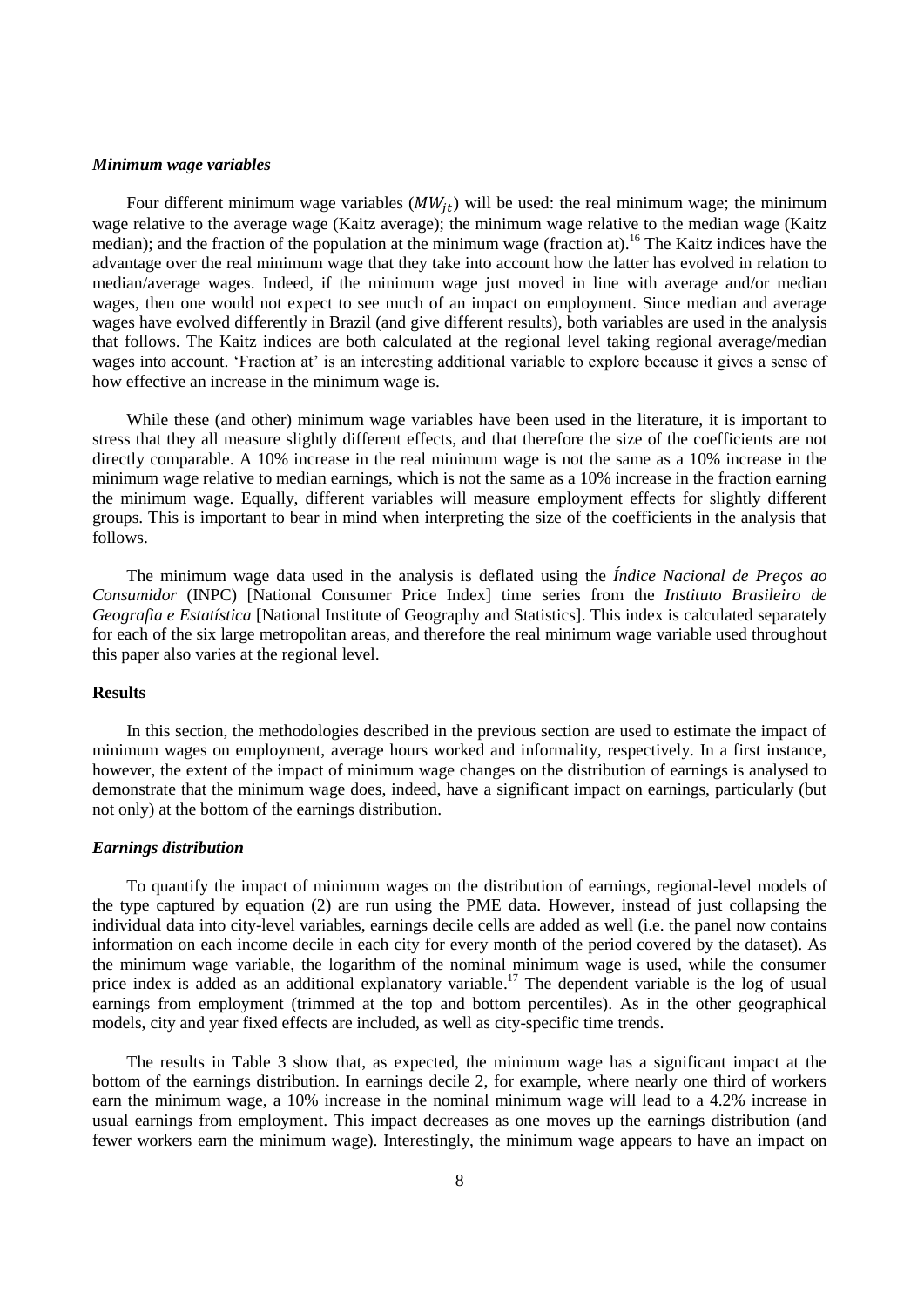### *Minimum wage variables*

Four different minimum wage variables ($MW_{jt}$) will be used: the real minimum wage; the minimum wage relative to the average wage (Kaitz average); the minimum wage relative to the median wage (Kaitz median); and the fraction of the population at the minimum wage (fraction at).[16] The Kaitz indices have the advantage over the real minimum wage that they take into account how the latter has evolved in relation to median/average wages. Indeed, if the minimum wage just moved in line with average and/or median wages, then one would not expect to see much of an impact on employment. Since median and average wages have evolved differently in Brazil (and give different results), both variables are used in the analysis that follows. The Kaitz indices are both calculated at the regional level taking regional average/median wages into account. 'Fraction at' is an interesting additional variable to explore because it gives a sense of how effective an increase in the minimum wage is.

While these (and other) minimum wage variables have been used in the literature, it is important to stress that they all measure slightly different effects, and that therefore the size of the coefficients are not directly comparable. A 10% increase in the real minimum wage is not the same as a 10% increase in the minimum wage relative to median earnings, which is not the same as a 10% increase in the fraction earning the minimum wage. Equally, different variables will measure employment effects for slightly different groups. This is important to bear in mind when interpreting the size of the coefficients in the analysis that follows.

The minimum wage data used in the analysis is deflated using the *Índice Nacional de Preços ao Consumidor* (INPC) [National Consumer Price Index] time series from the *Instituto Brasileiro de Geografia e Estatística* [National Institute of Geography and Statistics]. This index is calculated separately for each of the six large metropolitan areas, and therefore the real minimum wage variable used throughout this paper also varies at the regional level.

## Results

In this section, the methodologies described in the previous section are used to estimate the impact of minimum wages on employment, average hours worked and informality, respectively. In a first instance, however, the extent of the impact of minimum wage changes on the distribution of earnings is analysed to demonstrate that the minimum wage does, indeed, have a significant impact on earnings, particularly (but not only) at the bottom of the earnings distribution.

### *Earnings distribution*

To quantify the impact of minimum wages on the distribution of earnings, regional-level models of the type captured by equation (2) are run using the PME data. However, instead of just collapsing the individual data into city-level variables, earnings decile cells are added as well (i.e. the panel now contains information on each income decile in each city for every month of the period covered by the dataset). As the minimum wage variable, the logarithm of the nominal minimum wage is used, while the consumer price index is added as an additional explanatory variable.[17] The dependent variable is the log of usual earnings from employment (trimmed at the top and bottom percentiles). As in the other geographical models, city and year fixed effects are included, as well as city-specific time trends.

The results in Table 3 show that, as expected, the minimum wage has a significant impact at the bottom of the earnings distribution. In earnings decile 2, for example, where nearly one third of workers earn the minimum wage, a 10% increase in the nominal minimum wage will lead to a 4.2% increase in usual earnings from employment. This impact decreases as one moves up the earnings distribution (and fewer workers earn the minimum wage). Interestingly, the minimum wage appears to have an impact on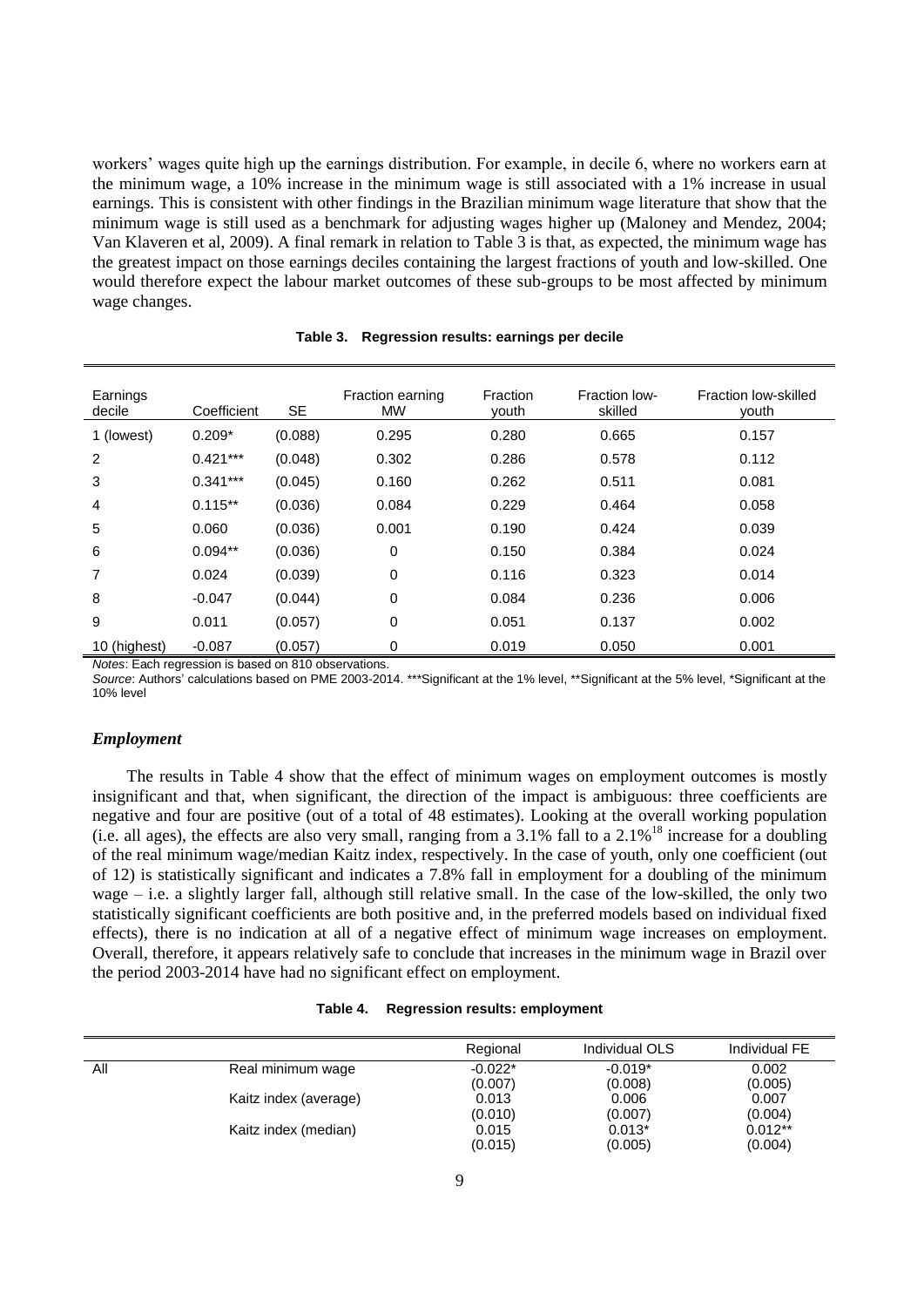workers' wages quite high up the earnings distribution. For example, in decile 6, where no workers earn at the minimum wage, a 10% increase in the minimum wage is still associated with a 1% increase in usual earnings. This is consistent with other findings in the Brazilian minimum wage literature that show that the minimum wage is still used as a benchmark for adjusting wages higher up (Maloney and Mendez, 2004; Van Klaveren et al, 2009). A final remark in relation to Table 3 is that, as expected, the minimum wage has the greatest impact on those earnings deciles containing the largest fractions of youth and low-skilled. One would therefore expect the labour market outcomes of these sub-groups to be most affected by minimum wage changes.

**Table 3. Regression results: earnings per decile**

| Earnings decile | Coefficient | SE | Fraction earning MW | Fraction youth | Fraction low-skilled | Fraction low-skilled youth |
|---|---|---|---|---|---|---|
| 1 (lowest) | 0.209* | (0.088) | 0.295 | 0.280 | 0.665 | 0.157 |
| 2 | 0.421*** | (0.048) | 0.302 | 0.286 | 0.578 | 0.112 |
| 3 | 0.341*** | (0.045) | 0.160 | 0.262 | 0.511 | 0.081 |
| 4 | 0.115** | (0.036) | 0.084 | 0.229 | 0.464 | 0.058 |
| 5 | 0.060 | (0.036) | 0.001 | 0.190 | 0.424 | 0.039 |
| 6 | 0.094** | (0.036) | 0 | 0.150 | 0.384 | 0.024 |
| 7 | 0.024 | (0.039) | 0 | 0.116 | 0.323 | 0.014 |
| 8 | -0.047 | (0.044) | 0 | 0.084 | 0.236 | 0.006 |
| 9 | 0.011 | (0.057) | 0 | 0.051 | 0.137 | 0.002 |
| 10 (highest) | -0.087 | (0.057) | 0 | 0.019 | 0.050 | 0.001 |

*Notes*: Each regression is based on 810 observations.
*Source*: Authors' calculations based on PME 2003-2014. ***Significant at the 1% level, **Significant at the 5% level, *Significant at the 10% level

### *Employment*

The results in Table 4 show that the effect of minimum wages on employment outcomes is mostly insignificant and that, when significant, the direction of the impact is ambiguous: three coefficients are negative and four are positive (out of a total of 48 estimates). Looking at the overall working population (i.e. all ages), the effects are also very small, ranging from a 3.1% fall to a 2.1%[18] increase for a doubling of the real minimum wage/median Kaitz index, respectively. In the case of youth, only one coefficient (out of 12) is statistically significant and indicates a 7.8% fall in employment for a doubling of the minimum wage – i.e. a slightly larger fall, although still relative small. In the case of the low-skilled, the only two statistically significant coefficients are both positive and, in the preferred models based on individual fixed effects), there is no indication at all of a negative effect of minimum wage increases on employment. Overall, therefore, it appears relatively safe to conclude that increases in the minimum wage in Brazil over the period 2003-2014 have had no significant effect on employment.

**Table 4. Regression results: employment**

| | | Regional | Individual OLS | Individual FE |
|---|---|---|---|---|
| All | Real minimum wage | -0.022* | -0.019* | 0.002 |
| | | (0.007) | (0.008) | (0.005) |
| | Kaitz index (average) | 0.013 | 0.006 | 0.007 |
| | | (0.010) | (0.007) | (0.004) |
| | Kaitz index (median) | 0.015 | 0.013* | 0.012** |
| | | (0.015) | (0.005) | (0.004) |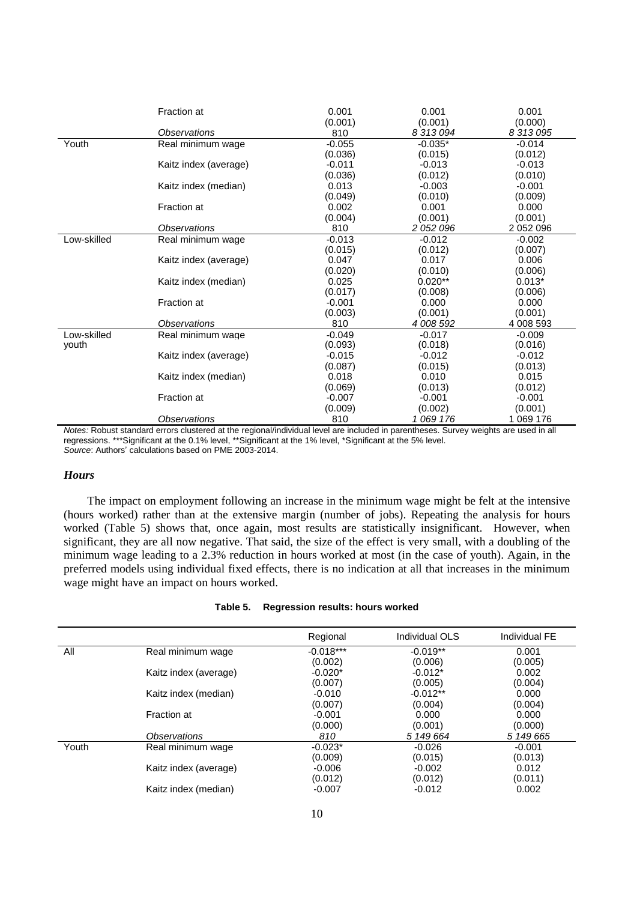| | | | | |
|---|---|---|---|---|
| | Fraction at | 0.001 | 0.001 | 0.001 |
| | | (0.001) | (0.001) | (0.000) |
| | *Observations* | 810 | *8 313 094* | *8 313 095* |
| Youth | Real minimum wage | -0.055 | -0.035* | -0.014 |
| | | (0.036) | (0.015) | (0.012) |
| | Kaitz index (average) | -0.011 | -0.013 | -0.013 |
| | | (0.036) | (0.012) | (0.010) |
| | Kaitz index (median) | 0.013 | -0.003 | -0.001 |
| | | (0.049) | (0.010) | (0.009) |
| | Fraction at | 0.002 | 0.001 | 0.000 |
| | | (0.004) | (0.001) | (0.001) |
| | *Observations* | 810 | *2 052 096* | 2 052 096 |
| Low-skilled | Real minimum wage | -0.013 | -0.012 | -0.002 |
| | | (0.015) | (0.012) | (0.007) |
| | Kaitz index (average) | 0.047 | 0.017 | 0.006 |
| | | (0.020) | (0.010) | (0.006) |
| | Kaitz index (median) | 0.025 | 0.020** | 0.013* |
| | | (0.017) | (0.008) | (0.006) |
| | Fraction at | -0.001 | 0.000 | 0.000 |
| | | (0.003) | (0.001) | (0.001) |
| | *Observations* | 810 | *4 008 592* | 4 008 593 |
| Low-skilled youth | Real minimum wage | -0.049 | -0.017 | -0.009 |
| | | (0.093) | (0.018) | (0.016) |
| | Kaitz index (average) | -0.015 | -0.012 | -0.012 |
| | | (0.087) | (0.015) | (0.013) |
| | Kaitz index (median) | 0.018 | 0.010 | 0.015 |
| | | (0.069) | (0.013) | (0.012) |
| | Fraction at | -0.007 | -0.001 | -0.001 |
| | | (0.009) | (0.002) | (0.001) |
| | *Observations* | 810 | *1 069 176* | 1 069 176 |

*Notes:* Robust standard errors clustered at the regional/individual level are included in parentheses. Survey weights are used in all regressions. ***Significant at the 0.1% level, **Significant at the 1% level, *Significant at the 5% level.
*Source*: Authors' calculations based on PME 2003-2014.

### *Hours*

The impact on employment following an increase in the minimum wage might be felt at the intensive (hours worked) rather than at the extensive margin (number of jobs). Repeating the analysis for hours worked (Table 5) shows that, once again, most results are statistically insignificant. However, when significant, they are all now negative. That said, the size of the effect is very small, with a doubling of the minimum wage leading to a 2.3% reduction in hours worked at most (in the case of youth). Again, in the preferred models using individual fixed effects, there is no indication at all that increases in the minimum wage might have an impact on hours worked.

**Table 5. Regression results: hours worked**

| | | Regional | Individual OLS | Individual FE |
|---|---|---|---|---|
| All | Real minimum wage | -0.018*** | -0.019** | 0.001 |
| | | (0.002) | (0.006) | (0.005) |
| | Kaitz index (average) | -0.020* | -0.012* | 0.002 |
| | | (0.007) | (0.005) | (0.004) |
| | Kaitz index (median) | -0.010 | -0.012** | 0.000 |
| | | (0.007) | (0.004) | (0.004) |
| | Fraction at | -0.001 | 0.000 | 0.000 |
| | | (0.000) | (0.001) | (0.000) |
| | *Observations* | *810* | *5 149 664* | *5 149 665* |
| Youth | Real minimum wage | -0.023* | -0.026 | -0.001 |
| | | (0.009) | (0.015) | (0.013) |
| | Kaitz index (average) | -0.006 | -0.002 | 0.012 |
| | | (0.012) | (0.012) | (0.011) |
| | Kaitz index (median) | -0.007 | -0.012 | 0.002 |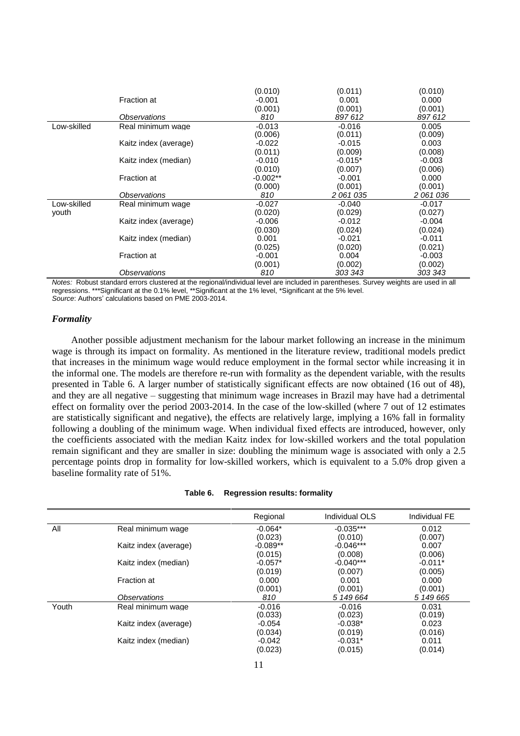| | | | | |
|---|---|---|---|---|
| | | (0.010) | (0.011) | (0.010) |
| | Fraction at | -0.001 | 0.001 | 0.000 |
| | | (0.001) | (0.001) | (0.001) |
| | *Observations* | *810* | *897 612* | *897 612* |
| Low-skilled | Real minimum wage | -0.013 | -0.016 | 0.005 |
| | | (0.006) | (0.011) | (0.009) |
| | Kaitz index (average) | -0.022 | -0.015 | 0.003 |
| | | (0.011) | (0.009) | (0.008) |
| | Kaitz index (median) | -0.010 | -0.015* | -0.003 |
| | | (0.010) | (0.007) | (0.006) |
| | Fraction at | -0.002** | -0.001 | 0.000 |
| | | (0.000) | (0.001) | (0.001) |
| | *Observations* | *810* | *2 061 035* | *2 061 036* |
| Low-skilled youth | Real minimum wage | -0.027 | -0.040 | -0.017 |
| | | (0.020) | (0.029) | (0.027) |
| | Kaitz index (average) | -0.006 | -0.012 | -0.004 |
| | | (0.030) | (0.024) | (0.024) |
| | Kaitz index (median) | 0.001 | -0.021 | -0.011 |
| | | (0.025) | (0.020) | (0.021) |
| | Fraction at | -0.001 | 0.004 | -0.003 |
| | | (0.001) | (0.002) | (0.002) |
| | *Observations* | *810* | *303 343* | *303 343* |

*Notes:* Robust standard errors clustered at the regional/individual level are included in parentheses. Survey weights are used in all regressions. ***Significant at the 0.1% level, **Significant at the 1% level, *Significant at the 5% level.
*Source*: Authors' calculations based on PME 2003-2014.

### *Formality*

Another possible adjustment mechanism for the labour market following an increase in the minimum wage is through its impact on formality. As mentioned in the literature review, traditional models predict that increases in the minimum wage would reduce employment in the formal sector while increasing it in the informal one. The models are therefore re-run with formality as the dependent variable, with the results presented in Table 6. A larger number of statistically significant effects are now obtained (16 out of 48), and they are all negative – suggesting that minimum wage increases in Brazil may have had a detrimental effect on formality over the period 2003-2014. In the case of the low-skilled (where 7 out of 12 estimates are statistically significant and negative), the effects are relatively large, implying a 16% fall in formality following a doubling of the minimum wage. When individual fixed effects are introduced, however, only the coefficients associated with the median Kaitz index for low-skilled workers and the total population remain significant and they are smaller in size: doubling the minimum wage is associated with only a 2.5 percentage points drop in formality for low-skilled workers, which is equivalent to a 5.0% drop given a baseline formality rate of 51%.

**Table 6. Regression results: formality**

| | | Regional | Individual OLS | Individual FE |
|---|---|---|---|---|
| All | Real minimum wage | -0.064* | -0.035*** | 0.012 |
| | | (0.023) | (0.010) | (0.007) |
| | Kaitz index (average) | -0.089** | -0.046*** | 0.007 |
| | | (0.015) | (0.008) | (0.006) |
| | Kaitz index (median) | -0.057* | -0.040*** | -0.011* |
| | | (0.019) | (0.007) | (0.005) |
| | Fraction at | 0.000 | 0.001 | 0.000 |
| | | (0.001) | (0.001) | (0.001) |
| | *Observations* | *810* | *5 149 664* | *5 149 665* |
| Youth | Real minimum wage | -0.016 | -0.016 | 0.031 |
| | | (0.033) | (0.023) | (0.019) |
| | Kaitz index (average) | -0.054 | -0.038* | 0.023 |
| | | (0.034) | (0.019) | (0.016) |
| | Kaitz index (median) | -0.042 | -0.031* | 0.011 |
| | | (0.023) | (0.015) | (0.014) |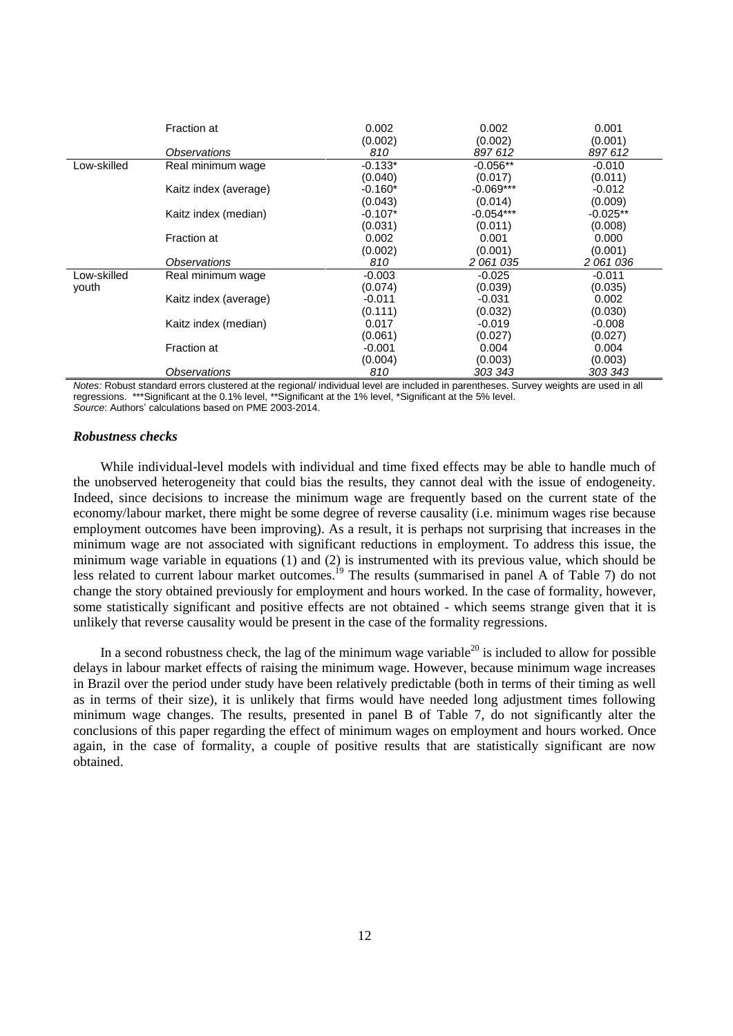| | | | | |
|---|---|---|---|---|
| | Fraction at | 0.002 | 0.002 | 0.001 |
| | | (0.002) | (0.002) | (0.001) |
| | *Observations* | *810* | *897 612* | *897 612* |
| Low-skilled | Real minimum wage | -0.133* | -0.056** | -0.010 |
| | | (0.040) | (0.017) | (0.011) |
| | Kaitz index (average) | -0.160* | -0.069*** | -0.012 |
| | | (0.043) | (0.014) | (0.009) |
| | Kaitz index (median) | -0.107* | -0.054*** | -0.025** |
| | | (0.031) | (0.011) | (0.008) |
| | Fraction at | 0.002 | 0.001 | 0.000 |
| | | (0.002) | (0.001) | (0.001) |
| | *Observations* | *810* | *2 061 035* | *2 061 036* |
| Low-skilled youth | Real minimum wage | -0.003 | -0.025 | -0.011 |
| | | (0.074) | (0.039) | (0.035) |
| | Kaitz index (average) | -0.011 | -0.031 | 0.002 |
| | | (0.111) | (0.032) | (0.030) |
| | Kaitz index (median) | 0.017 | -0.019 | -0.008 |
| | | (0.061) | (0.027) | (0.027) |
| | Fraction at | -0.001 | 0.004 | 0.004 |
| | | (0.004) | (0.003) | (0.003) |
| | *Observations* | *810* | *303 343* | *303 343* |

*Notes:* Robust standard errors clustered at the regional/ individual level are included in parentheses. Survey weights are used in all regressions. ***Significant at the 0.1% level, **Significant at the 1% level, *Significant at the 5% level.
*Source*: Authors' calculations based on PME 2003-2014.

### *Robustness checks*

While individual-level models with individual and time fixed effects may be able to handle much of the unobserved heterogeneity that could bias the results, they cannot deal with the issue of endogeneity. Indeed, since decisions to increase the minimum wage are frequently based on the current state of the economy/labour market, there might be some degree of reverse causality (i.e. minimum wages rise because employment outcomes have been improving). As a result, it is perhaps not surprising that increases in the minimum wage are not associated with significant reductions in employment. To address this issue, the minimum wage variable in equations (1) and (2) is instrumented with its previous value, which should be less related to current labour market outcomes.[19] The results (summarised in panel A of Table 7) do not change the story obtained previously for employment and hours worked. In the case of formality, however, some statistically significant and positive effects are not obtained - which seems strange given that it is unlikely that reverse causality would be present in the case of the formality regressions.

In a second robustness check, the lag of the minimum wage variable[20] is included to allow for possible delays in labour market effects of raising the minimum wage. However, because minimum wage increases in Brazil over the period under study have been relatively predictable (both in terms of their timing as well as in terms of their size), it is unlikely that firms would have needed long adjustment times following minimum wage changes. The results, presented in panel B of Table 7, do not significantly alter the conclusions of this paper regarding the effect of minimum wages on employment and hours worked. Once again, in the case of formality, a couple of positive results that are statistically significant are now obtained.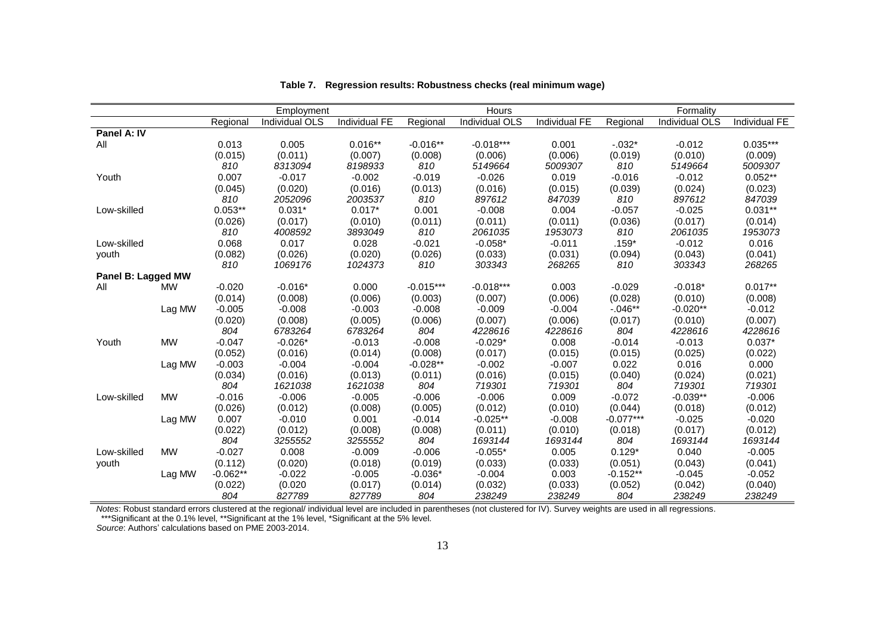**Table 7. Regression results: Robustness checks (real minimum wage)**

| | | Employment | | | Hours | | | Formality | | |
|---|---|---|---|---|---|---|---|---|---|---|
| | | Regional | Individual OLS | Individual FE | Regional | Individual OLS | Individual FE | Regional | Individual OLS | Individual FE |
| **Panel A: IV** | | | | | | | | | | |
| All | | 0.013 | 0.005 | 0.016** | -0.016** | -0.018*** | 0.001 | -.032* | -0.012 | 0.035*** |
| | | (0.015) | (0.011) | (0.007) | (0.008) | (0.006) | (0.006) | (0.019) | (0.010) | (0.009) |
| | | *810* | *8313094* | *8198933* | *810* | *5149664* | *5009307* | *810* | *5149664* | *5009307* |
| Youth | | 0.007 | -0.017 | -0.002 | -0.019 | -0.026 | 0.019 | -0.016 | -0.012 | 0.052** |
| | | (0.045) | (0.020) | (0.016) | (0.013) | (0.016) | (0.015) | (0.039) | (0.024) | (0.023) |
| | | *810* | *2052096* | *2003537* | *810* | *897612* | *847039* | *810* | *897612* | *847039* |
| Low-skilled | | 0.053** | 0.031* | 0.017* | 0.001 | -0.008 | 0.004 | -0.057 | -0.025 | 0.031** |
| | | (0.026) | (0.017) | (0.010) | (0.011) | (0.011) | (0.011) | (0.036) | (0.017) | (0.014) |
| | | *810* | *4008592* | *3893049* | *810* | *2061035* | *1953073* | *810* | *2061035* | *1953073* |
| Low-skilled youth | | 0.068 | 0.017 | 0.028 | -0.021 | -0.058* | -0.011 | .159* | -0.012 | 0.016 |
| | | (0.082) | (0.026) | (0.020) | (0.026) | (0.033) | (0.031) | (0.094) | (0.043) | (0.041) |
| | | *810* | *1069176* | *1024373* | *810* | *303343* | *268265* | *810* | *303343* | *268265* |
| **Panel B: Lagged MW** | | | | | | | | | | |
| All | MW | -0.020 | -0.016* | 0.000 | -0.015*** | -0.018*** | 0.003 | -0.029 | -0.018* | 0.017** |
| | | (0.014) | (0.008) | (0.006) | (0.003) | (0.007) | (0.006) | (0.028) | (0.010) | (0.008) |
| | Lag MW | -0.005 | -0.008 | -0.003 | -0.008 | -0.009 | -0.004 | -.046** | -0.020** | -0.012 |
| | | (0.020) | (0.008) | (0.005) | (0.006) | (0.007) | (0.006) | (0.017) | (0.010) | (0.007) |
| | | *804* | *6783264* | *6783264* | *804* | *4228616* | *4228616* | *804* | *4228616* | *4228616* |
| Youth | MW | -0.047 | -0.026* | -0.013 | -0.008 | -0.029* | 0.008 | -0.014 | -0.013 | 0.037* |
| | | (0.052) | (0.016) | (0.014) | (0.008) | (0.017) | (0.015) | (0.015) | (0.025) | (0.022) |
| | Lag MW | -0.003 | -0.004 | -0.004 | -0.028** | -0.002 | -0.007 | 0.022 | 0.016 | 0.000 |
| | | (0.034) | (0.016) | (0.013) | (0.011) | (0.016) | (0.015) | (0.040) | (0.024) | (0.021) |
| | | *804* | *1621038* | *1621038* | *804* | *719301* | *719301* | *804* | *719301* | *719301* |
| Low-skilled | MW | -0.016 | -0.006 | -0.005 | -0.006 | -0.006 | 0.009 | -0.072 | -0.039** | -0.006 |
| | | (0.026) | (0.012) | (0.008) | (0.005) | (0.012) | (0.010) | (0.044) | (0.018) | (0.012) |
| | Lag MW | 0.007 | -0.010 | 0.001 | -0.014 | -0.025** | -0.008 | -0.077*** | -0.025 | -0.020 |
| | | (0.022) | (0.012) | (0.008) | (0.008) | (0.011) | (0.010) | (0.018) | (0.017) | (0.012) |
| | | *804* | *3255552* | *3255552* | *804* | *1693144* | *1693144* | *804* | *1693144* | *1693144* |
| Low-skilled youth | MW | -0.027 | 0.008 | -0.009 | -0.006 | -0.055* | 0.005 | 0.129* | 0.040 | -0.005 |
| | | (0.112) | (0.020) | (0.018) | (0.019) | (0.033) | (0.033) | (0.051) | (0.043) | (0.041) |
| | Lag MW | -0.062** | -0.022 | -0.005 | -0.036* | -0.004 | 0.003 | -0.152** | -0.045 | -0.052 |
| | | (0.022) | (0.020 | (0.017) | (0.014) | (0.032) | (0.033) | (0.052) | (0.042) | (0.040) |
| | | *804* | *827789* | *827789* | *804* | *238249* | *238249* | *804* | *238249* | *238249* |

*Notes*: Robust standard errors clustered at the regional/ individual level are included in parentheses (not clustered for IV). Survey weights are used in all regressions.
***Significant at the 0.1% level, **Significant at the 1% level, *Significant at the 5% level.
*Source*: Authors' calculations based on PME 2003-2014.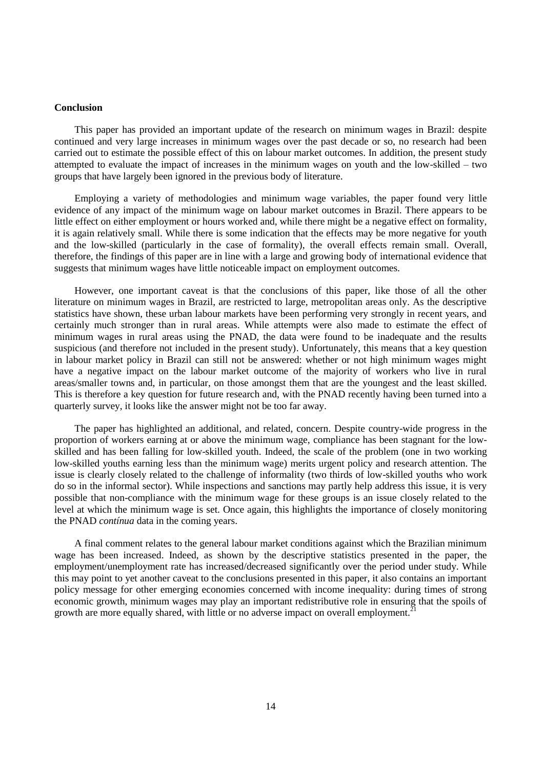**Conclusion**

This paper has provided an important update of the research on minimum wages in Brazil: despite continued and very large increases in minimum wages over the past decade or so, no research had been carried out to estimate the possible effect of this on labour market outcomes. In addition, the present study attempted to evaluate the impact of increases in the minimum wages on youth and the low-skilled – two groups that have largely been ignored in the previous body of literature.

Employing a variety of methodologies and minimum wage variables, the paper found very little evidence of any impact of the minimum wage on labour market outcomes in Brazil. There appears to be little effect on either employment or hours worked and, while there might be a negative effect on formality, it is again relatively small. While there is some indication that the effects may be more negative for youth and the low-skilled (particularly in the case of formality), the overall effects remain small. Overall, therefore, the findings of this paper are in line with a large and growing body of international evidence that suggests that minimum wages have little noticeable impact on employment outcomes.

However, one important caveat is that the conclusions of this paper, like those of all the other literature on minimum wages in Brazil, are restricted to large, metropolitan areas only. As the descriptive statistics have shown, these urban labour markets have been performing very strongly in recent years, and certainly much stronger than in rural areas. While attempts were also made to estimate the effect of minimum wages in rural areas using the PNAD, the data were found to be inadequate and the results suspicious (and therefore not included in the present study). Unfortunately, this means that a key question in labour market policy in Brazil can still not be answered: whether or not high minimum wages might have a negative impact on the labour market outcome of the majority of workers who live in rural areas/smaller towns and, in particular, on those amongst them that are the youngest and the least skilled. This is therefore a key question for future research and, with the PNAD recently having been turned into a quarterly survey, it looks like the answer might not be too far away.

The paper has highlighted an additional, and related, concern. Despite country-wide progress in the proportion of workers earning at or above the minimum wage, compliance has been stagnant for the low-skilled and has been falling for low-skilled youth. Indeed, the scale of the problem (one in two working low-skilled youths earning less than the minimum wage) merits urgent policy and research attention. The issue is clearly closely related to the challenge of informality (two thirds of low-skilled youths who work do so in the informal sector). While inspections and sanctions may partly help address this issue, it is very possible that non-compliance with the minimum wage for these groups is an issue closely related to the level at which the minimum wage is set. Once again, this highlights the importance of closely monitoring the PNAD *contínua* data in the coming years.

A final comment relates to the general labour market conditions against which the Brazilian minimum wage has been increased. Indeed, as shown by the descriptive statistics presented in the paper, the employment/unemployment rate has increased/decreased significantly over the period under study. While this may point to yet another caveat to the conclusions presented in this paper, it also contains an important policy message for other emerging economies concerned with income inequality: during times of strong economic growth, minimum wages may play an important redistributive role in ensuring that the spoils of growth are more equally shared, with little or no adverse impact on overall employment.[21]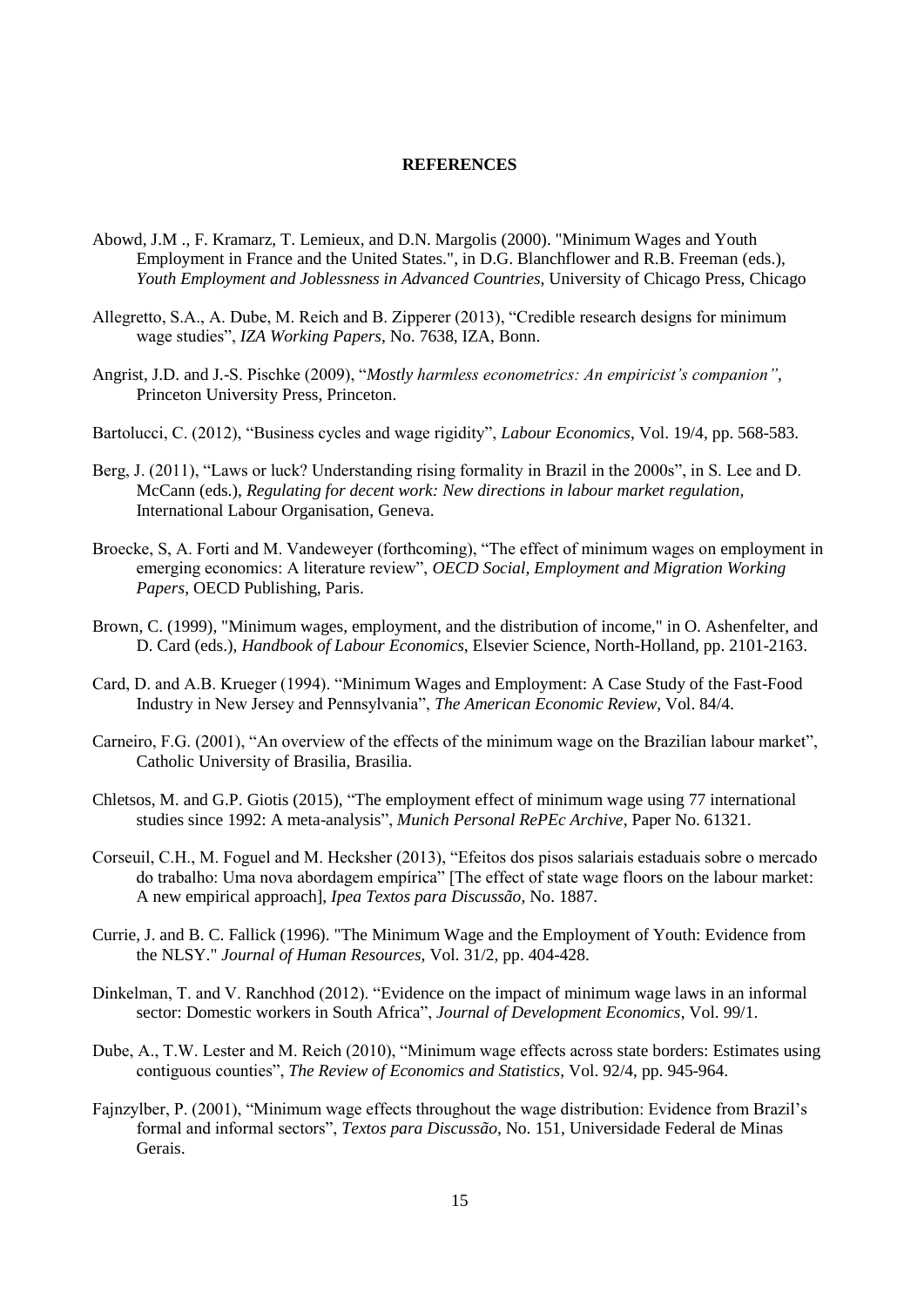**REFERENCES**

Abowd, J.M ., F. Kramarz, T. Lemieux, and D.N. Margolis (2000). "Minimum Wages and Youth Employment in France and the United States.", in D.G. Blanchflower and R.B. Freeman (eds.), *Youth Employment and Joblessness in Advanced Countries*, University of Chicago Press, Chicago

Allegretto, S.A., A. Dube, M. Reich and B. Zipperer (2013), "Credible research designs for minimum wage studies", *IZA Working Papers*, No. 7638, IZA, Bonn.

Angrist, J.D. and J.-S. Pischke (2009), "*Mostly harmless econometrics: An empiricist's companion"*, Princeton University Press, Princeton.

Bartolucci, C. (2012), "Business cycles and wage rigidity", *Labour Economics*, Vol. 19/4, pp. 568-583.

Berg, J. (2011), "Laws or luck? Understanding rising formality in Brazil in the 2000s", in S. Lee and D. McCann (eds.), *Regulating for decent work: New directions in labour market regulation*, International Labour Organisation, Geneva.

Broecke, S, A. Forti and M. Vandeweyer (forthcoming), "The effect of minimum wages on employment in emerging economics: A literature review", *OECD Social, Employment and Migration Working Papers*, OECD Publishing, Paris.

Brown, C. (1999), "Minimum wages, employment, and the distribution of income," in O. Ashenfelter, and D. Card (eds.), *Handbook of Labour Economics*, Elsevier Science, North-Holland, pp. 2101-2163.

Card, D. and A.B. Krueger (1994). "Minimum Wages and Employment: A Case Study of the Fast-Food Industry in New Jersey and Pennsylvania", *The American Economic Review*, Vol. 84/4.

Carneiro, F.G. (2001), "An overview of the effects of the minimum wage on the Brazilian labour market", Catholic University of Brasilia, Brasilia.

Chletsos, M. and G.P. Giotis (2015), "The employment effect of minimum wage using 77 international studies since 1992: A meta-analysis", *Munich Personal RePEc Archive*, Paper No. 61321.

Corseuil, C.H., M. Foguel and M. Hecksher (2013), "Efeitos dos pisos salariais estaduais sobre o mercado do trabalho: Uma nova abordagem empírica" [The effect of state wage floors on the labour market: A new empirical approach], *Ipea Textos para Discussão*, No. 1887.

Currie, J. and B. C. Fallick (1996). "The Minimum Wage and the Employment of Youth: Evidence from the NLSY." *Journal of Human Resources,* Vol. 31/2, pp. 404-428.

Dinkelman, T. and V. Ranchhod (2012). "Evidence on the impact of minimum wage laws in an informal sector: Domestic workers in South Africa", *Journal of Development Economics*, Vol. 99/1.

Dube, A., T.W. Lester and M. Reich (2010), "Minimum wage effects across state borders: Estimates using contiguous counties", *The Review of Economics and Statistics*, Vol. 92/4, pp. 945-964.

Fajnzylber, P. (2001), "Minimum wage effects throughout the wage distribution: Evidence from Brazil's formal and informal sectors", *Textos para Discussão*, No. 151, Universidade Federal de Minas Gerais.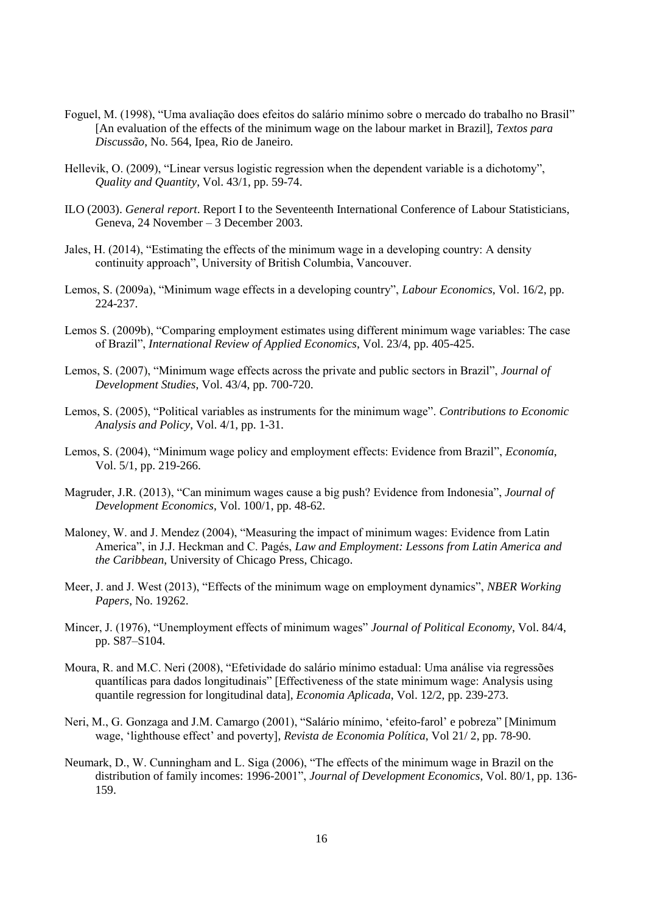Foguel, M. (1998), “Uma avaliação does efeitos do salário mínimo sobre o mercado do trabalho no Brasil” [An evaluation of the effects of the minimum wage on the labour market in Brazil], *Textos para Discussão*, No. 564, Ipea, Rio de Janeiro.

Hellevik, O. (2009), “Linear versus logistic regression when the dependent variable is a dichotomy”, *Quality and Quantity*, Vol. 43/1, pp. 59-74.

ILO (2003). *General report*. Report I to the Seventeenth International Conference of Labour Statisticians, Geneva, 24 November – 3 December 2003.

Jales, H. (2014), “Estimating the effects of the minimum wage in a developing country: A density continuity approach”, University of British Columbia, Vancouver.

Lemos, S. (2009a), “Minimum wage effects in a developing country”, *Labour Economics*, Vol. 16/2, pp. 224-237.

Lemos S. (2009b), “Comparing employment estimates using different minimum wage variables: The case of Brazil”, *International Review of Applied Economics*, Vol. 23/4, pp. 405-425.

Lemos, S. (2007), “Minimum wage effects across the private and public sectors in Brazil”, *Journal of Development Studies*, Vol. 43/4, pp. 700-720.

Lemos, S. (2005), “Political variables as instruments for the minimum wage”. *Contributions to Economic Analysis and Policy*, Vol. 4/1, pp. 1-31.

Lemos, S. (2004), “Minimum wage policy and employment effects: Evidence from Brazil”, *Economía*, Vol. 5/1, pp. 219-266.

Magruder, J.R. (2013), “Can minimum wages cause a big push? Evidence from Indonesia”, *Journal of Development Economics*, Vol. 100/1, pp. 48-62.

Maloney, W. and J. Mendez (2004), “Measuring the impact of minimum wages: Evidence from Latin America”, in J.J. Heckman and C. Pagés, *Law and Employment: Lessons from Latin America and the Caribbean*, University of Chicago Press, Chicago.

Meer, J. and J. West (2013), “Effects of the minimum wage on employment dynamics”, *NBER Working Papers*, No. 19262.

Mincer, J. (1976), “Unemployment effects of minimum wages” *Journal of Political Economy*, Vol. 84/4, pp. S87–S104.

Moura, R. and M.C. Neri (2008), “Efetividade do salário mínimo estadual: Uma análise via regressões quantílicas para dados longitudinais” [Effectiveness of the state minimum wage: Analysis using quantile regression for longitudinal data], *Economia Aplicada*, Vol. 12/2, pp. 239-273.

Neri, M., G. Gonzaga and J.M. Camargo (2001), “Salário mínimo, ‘efeito-farol’ e pobreza” [Minimum wage, ‘lighthouse effect’ and poverty], *Revista de Economia Política*, Vol 21/ 2, pp. 78-90.

Neumark, D., W. Cunningham and L. Siga (2006), “The effects of the minimum wage in Brazil on the distribution of family incomes: 1996-2001”, *Journal of Development Economics*, Vol. 80/1, pp. 136-159.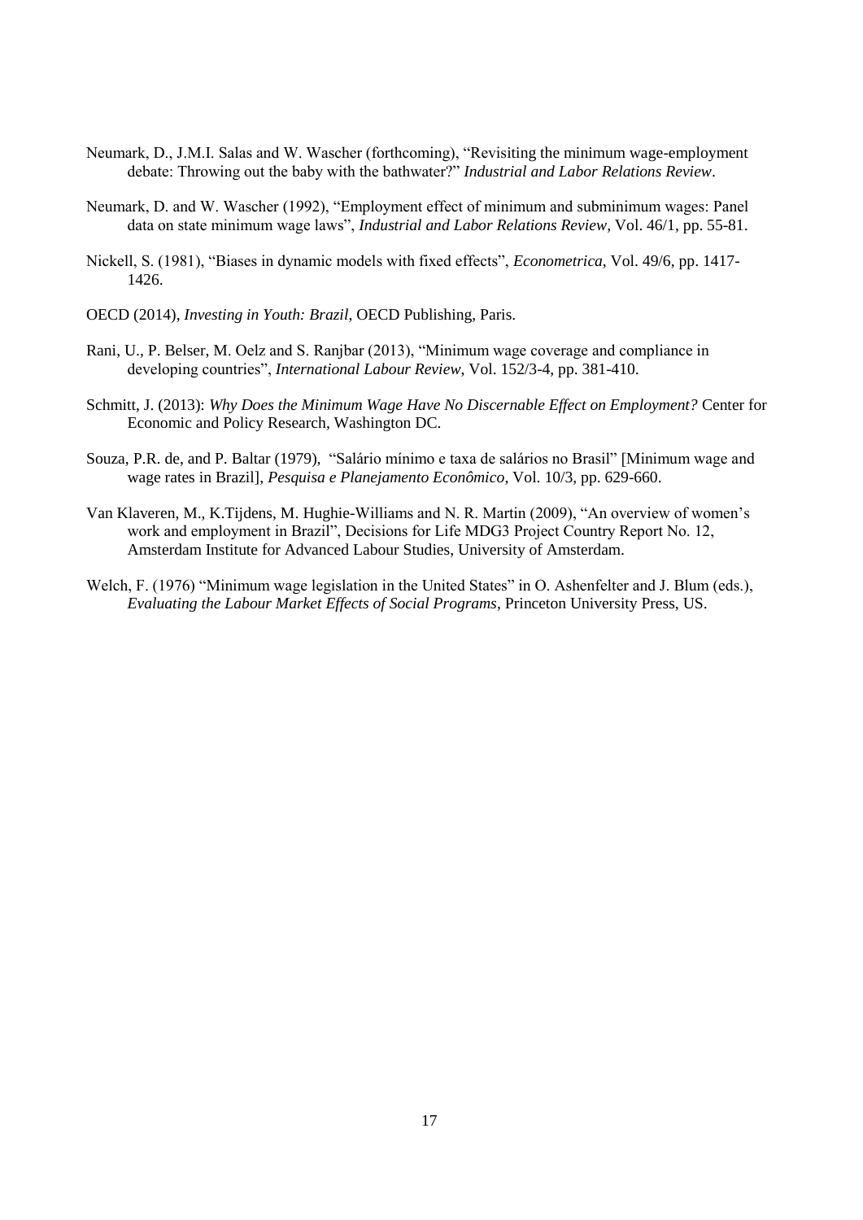Neumark, D., J.M.I. Salas and W. Wascher (forthcoming), "Revisiting the minimum wage-employment debate: Throwing out the baby with the bathwater?" *Industrial and Labor Relations Review*.

Neumark, D. and W. Wascher (1992), "Employment effect of minimum and subminimum wages: Panel data on state minimum wage laws", *Industrial and Labor Relations Review*, Vol. 46/1, pp. 55-81.

Nickell, S. (1981), "Biases in dynamic models with fixed effects", *Econometrica*, Vol. 49/6, pp. 1417-1426.

OECD (2014), *Investing in Youth: Brazil*, OECD Publishing, Paris.

Rani, U., P. Belser, M. Oelz and S. Ranjbar (2013), "Minimum wage coverage and compliance in developing countries", *International Labour Review*, Vol. 152/3-4, pp. 381-410.

Schmitt, J. (2013): *Why Does the Minimum Wage Have No Discernable Effect on Employment?* Center for Economic and Policy Research, Washington DC.

Souza, P.R. de, and P. Baltar (1979), "Salário mínimo e taxa de salários no Brasil" [Minimum wage and wage rates in Brazil], *Pesquisa e Planejamento Econômico*, Vol. 10/3, pp. 629-660.

Van Klaveren, M., K.Tijdens, M. Hughie-Williams and N. R. Martin (2009), "An overview of women's work and employment in Brazil", Decisions for Life MDG3 Project Country Report No. 12, Amsterdam Institute for Advanced Labour Studies, University of Amsterdam.

Welch, F. (1976) "Minimum wage legislation in the United States" in O. Ashenfelter and J. Blum (eds.), *Evaluating the Labour Market Effects of Social Programs*, Princeton University Press, US.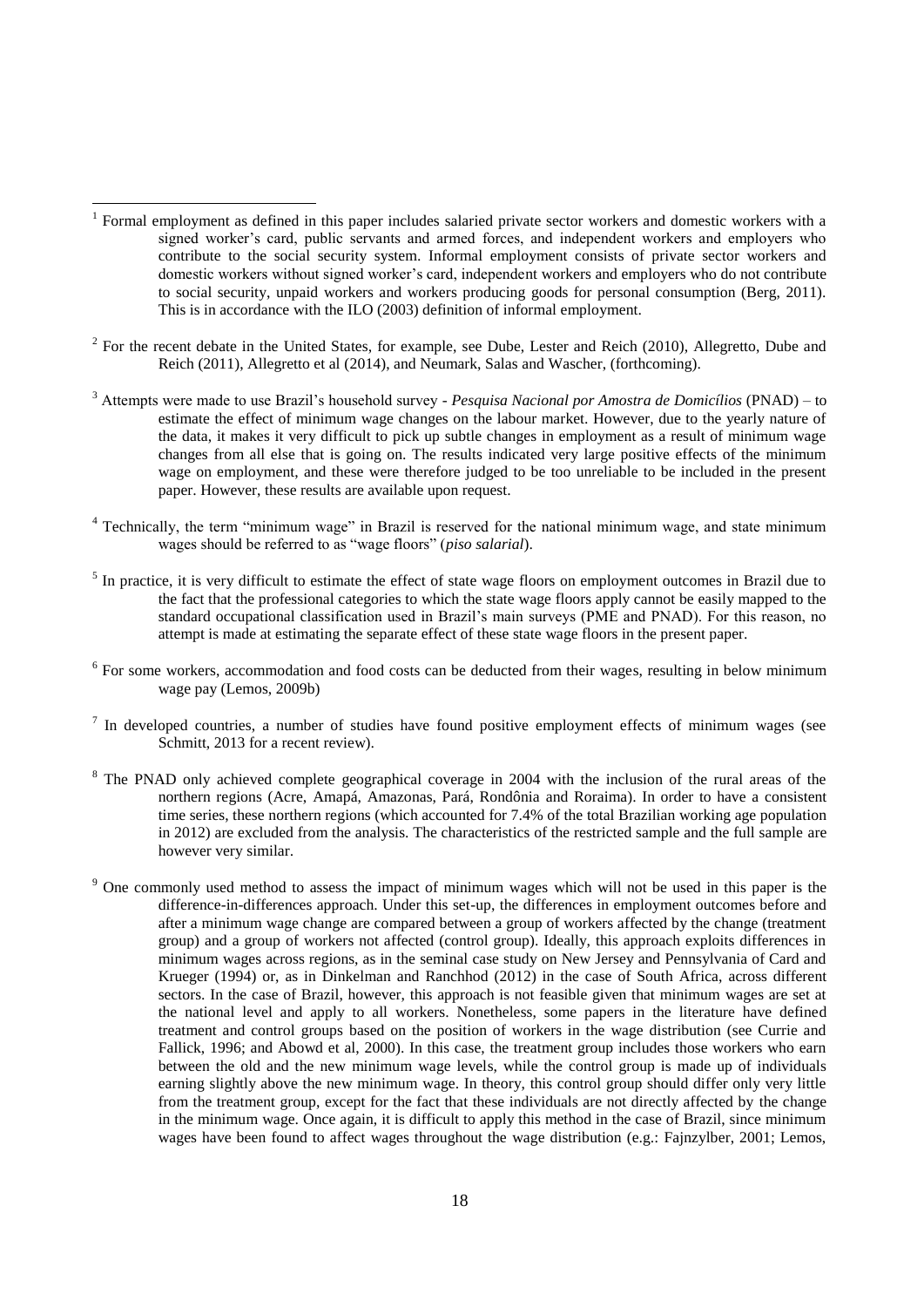[1] Formal employment as defined in this paper includes salaried private sector workers and domestic workers with a signed worker's card, public servants and armed forces, and independent workers and employers who contribute to the social security system. Informal employment consists of private sector workers and domestic workers without signed worker's card, independent workers and employers who do not contribute to social security, unpaid workers and workers producing goods for personal consumption (Berg, 2011). This is in accordance with the ILO (2003) definition of informal employment.

[2] For the recent debate in the United States, for example, see Dube, Lester and Reich (2010), Allegretto, Dube and Reich (2011), Allegretto et al (2014), and Neumark, Salas and Wascher, (forthcoming).

[3] Attempts were made to use Brazil's household survey - *Pesquisa Nacional por Amostra de Domicílios* (PNAD) – to estimate the effect of minimum wage changes on the labour market. However, due to the yearly nature of the data, it makes it very difficult to pick up subtle changes in employment as a result of minimum wage changes from all else that is going on. The results indicated very large positive effects of the minimum wage on employment, and these were therefore judged to be too unreliable to be included in the present paper. However, these results are available upon request.

[4] Technically, the term "minimum wage" in Brazil is reserved for the national minimum wage, and state minimum wages should be referred to as "wage floors" (*piso salarial*).

[5] In practice, it is very difficult to estimate the effect of state wage floors on employment outcomes in Brazil due to the fact that the professional categories to which the state wage floors apply cannot be easily mapped to the standard occupational classification used in Brazil's main surveys (PME and PNAD). For this reason, no attempt is made at estimating the separate effect of these state wage floors in the present paper.

[6] For some workers, accommodation and food costs can be deducted from their wages, resulting in below minimum wage pay (Lemos, 2009b)

[7] In developed countries, a number of studies have found positive employment effects of minimum wages (see Schmitt, 2013 for a recent review).

[8] The PNAD only achieved complete geographical coverage in 2004 with the inclusion of the rural areas of the northern regions (Acre, Amapá, Amazonas, Pará, Rondônia and Roraima). In order to have a consistent time series, these northern regions (which accounted for 7.4% of the total Brazilian working age population in 2012) are excluded from the analysis. The characteristics of the restricted sample and the full sample are however very similar.

[9] One commonly used method to assess the impact of minimum wages which will not be used in this paper is the difference-in-differences approach. Under this set-up, the differences in employment outcomes before and after a minimum wage change are compared between a group of workers affected by the change (treatment group) and a group of workers not affected (control group). Ideally, this approach exploits differences in minimum wages across regions, as in the seminal case study on New Jersey and Pennsylvania of Card and Krueger (1994) or, as in Dinkelman and Ranchhod (2012) in the case of South Africa, across different sectors. In the case of Brazil, however, this approach is not feasible given that minimum wages are set at the national level and apply to all workers. Nonetheless, some papers in the literature have defined treatment and control groups based on the position of workers in the wage distribution (see Currie and Fallick, 1996; and Abowd et al, 2000). In this case, the treatment group includes those workers who earn between the old and the new minimum wage levels, while the control group is made up of individuals earning slightly above the new minimum wage. In theory, this control group should differ only very little from the treatment group, except for the fact that these individuals are not directly affected by the change in the minimum wage. Once again, it is difficult to apply this method in the case of Brazil, since minimum wages have been found to affect wages throughout the wage distribution (e.g.: Fajnzylber, 2001; Lemos,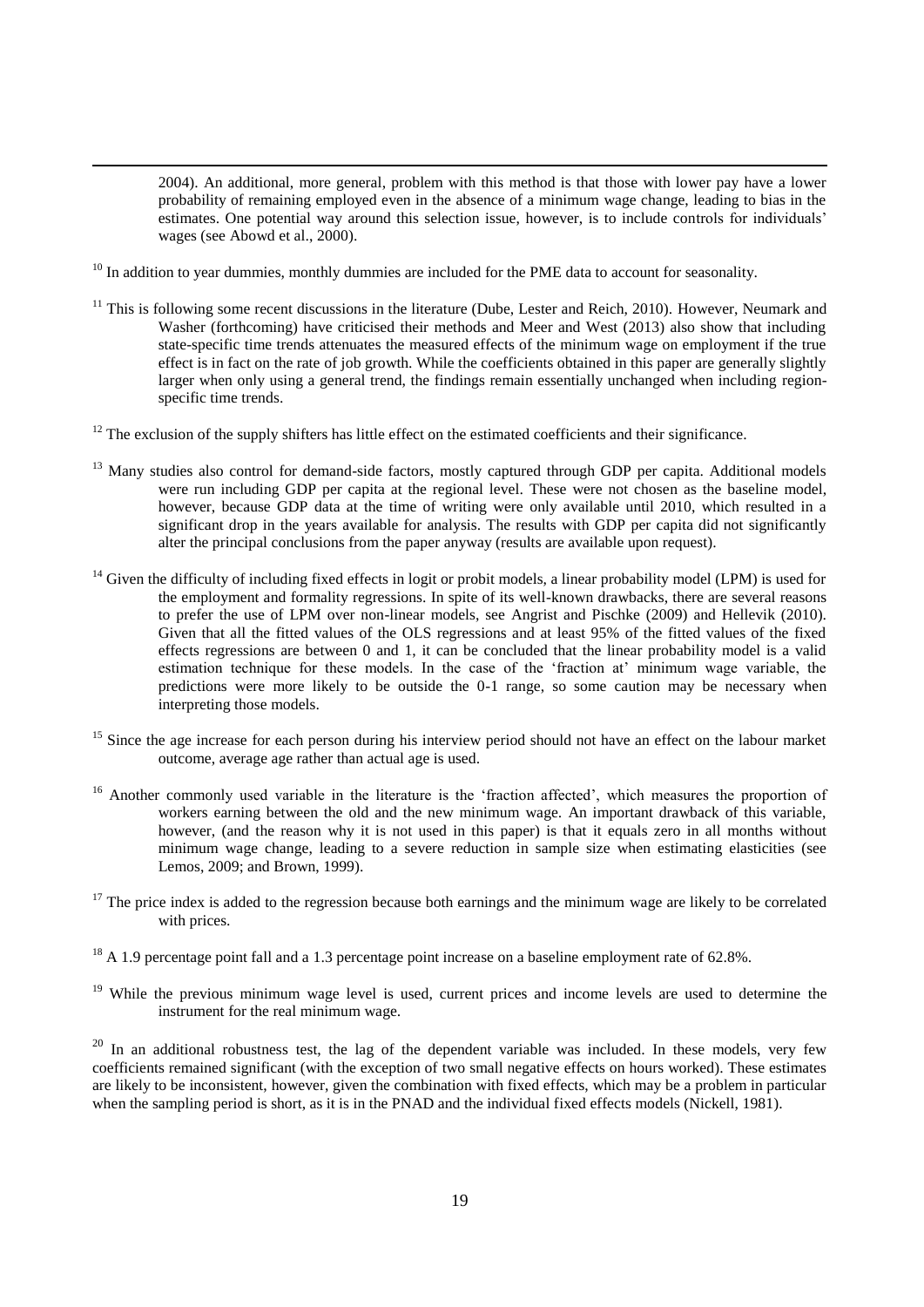2004). An additional, more general, problem with this method is that those with lower pay have a lower probability of remaining employed even in the absence of a minimum wage change, leading to bias in the estimates. One potential way around this selection issue, however, is to include controls for individuals' wages (see Abowd et al., 2000).

[10] In addition to year dummies, monthly dummies are included for the PME data to account for seasonality.

[11] This is following some recent discussions in the literature (Dube, Lester and Reich, 2010). However, Neumark and Washer (forthcoming) have criticised their methods and Meer and West (2013) also show that including state-specific time trends attenuates the measured effects of the minimum wage on employment if the true effect is in fact on the rate of job growth. While the coefficients obtained in this paper are generally slightly larger when only using a general trend, the findings remain essentially unchanged when including region-specific time trends.

[12] The exclusion of the supply shifters has little effect on the estimated coefficients and their significance.

[13] Many studies also control for demand-side factors, mostly captured through GDP per capita. Additional models were run including GDP per capita at the regional level. These were not chosen as the baseline model, however, because GDP data at the time of writing were only available until 2010, which resulted in a significant drop in the years available for analysis. The results with GDP per capita did not significantly alter the principal conclusions from the paper anyway (results are available upon request).

[14] Given the difficulty of including fixed effects in logit or probit models, a linear probability model (LPM) is used for the employment and formality regressions. In spite of its well-known drawbacks, there are several reasons to prefer the use of LPM over non-linear models, see Angrist and Pischke (2009) and Hellevik (2010). Given that all the fitted values of the OLS regressions and at least 95% of the fitted values of the fixed effects regressions are between 0 and 1, it can be concluded that the linear probability model is a valid estimation technique for these models. In the case of the 'fraction at' minimum wage variable, the predictions were more likely to be outside the 0-1 range, so some caution may be necessary when interpreting those models.

[15] Since the age increase for each person during his interview period should not have an effect on the labour market outcome, average age rather than actual age is used.

[16] Another commonly used variable in the literature is the 'fraction affected', which measures the proportion of workers earning between the old and the new minimum wage. An important drawback of this variable, however, (and the reason why it is not used in this paper) is that it equals zero in all months without minimum wage change, leading to a severe reduction in sample size when estimating elasticities (see Lemos, 2009; and Brown, 1999).

[17] The price index is added to the regression because both earnings and the minimum wage are likely to be correlated with prices.

[18] A 1.9 percentage point fall and a 1.3 percentage point increase on a baseline employment rate of 62.8%.

[19] While the previous minimum wage level is used, current prices and income levels are used to determine the instrument for the real minimum wage.

[20] In an additional robustness test, the lag of the dependent variable was included. In these models, very few coefficients remained significant (with the exception of two small negative effects on hours worked). These estimates are likely to be inconsistent, however, given the combination with fixed effects, which may be a problem in particular when the sampling period is short, as it is in the PNAD and the individual fixed effects models (Nickell, 1981).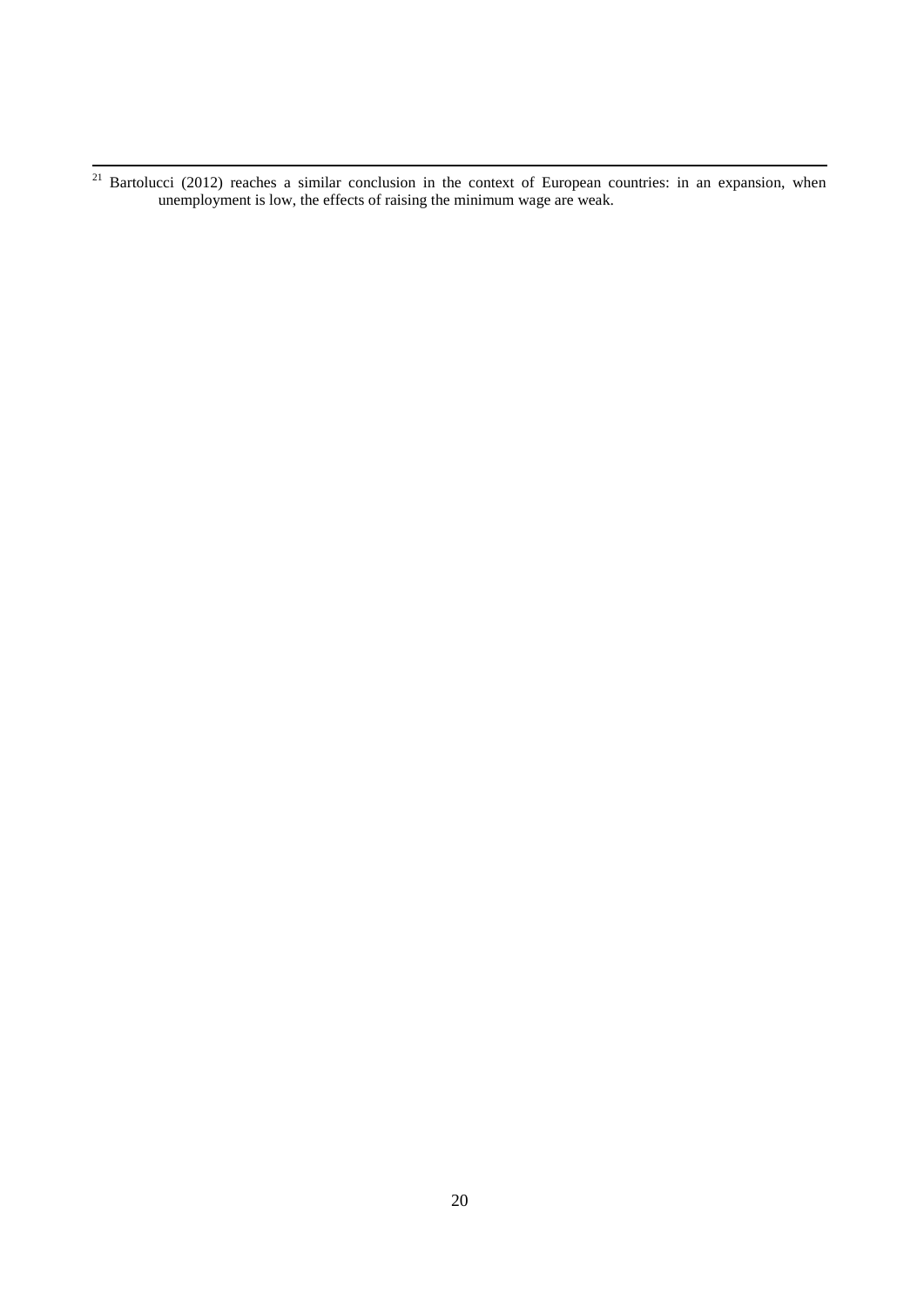[21] Bartolucci (2012) reaches a similar conclusion in the context of European countries: in an expansion, when unemployment is low, the effects of raising the minimum wage are weak.